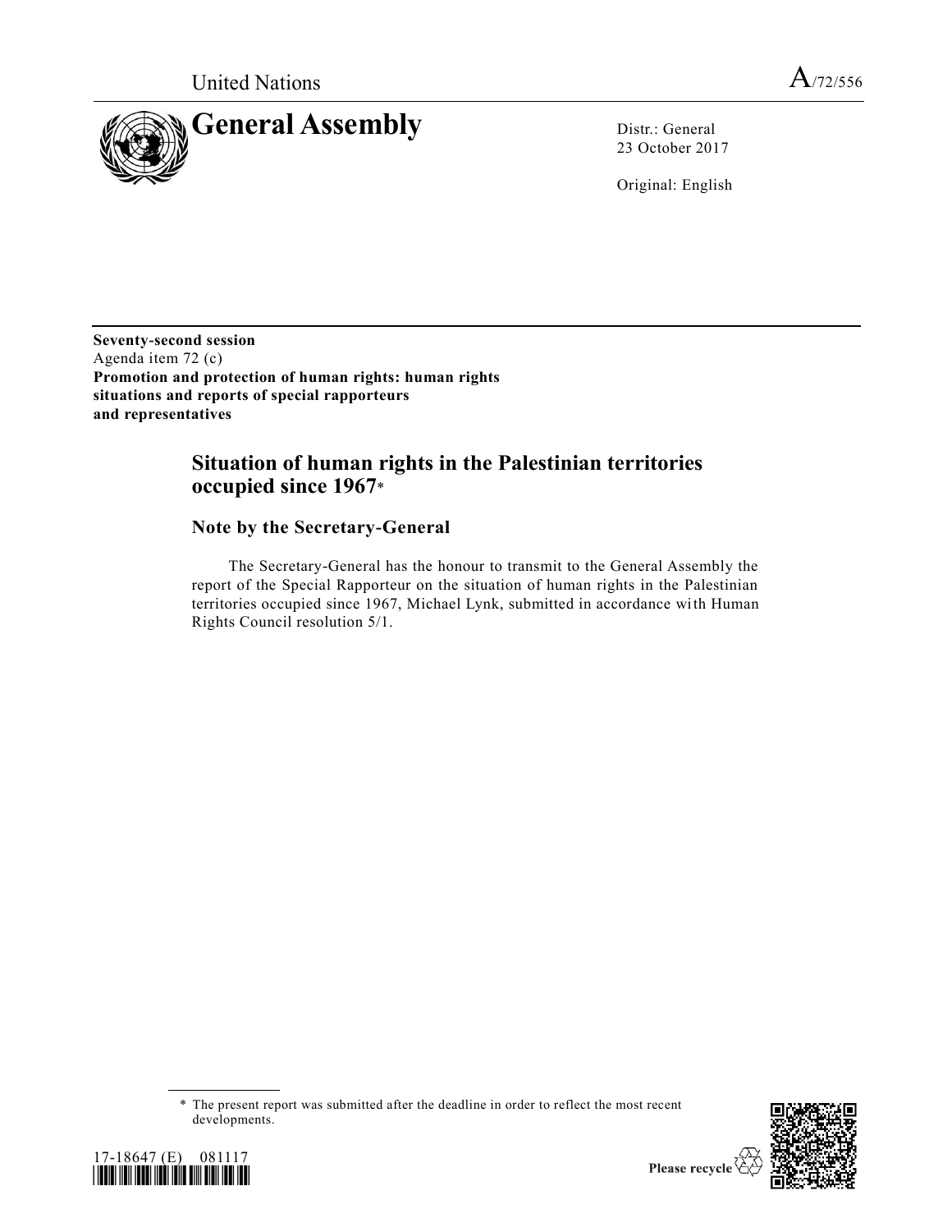United Nations A/72/556

# General Assembly

Distr.: General
23 October 2017

Original: English

**Seventy-second session**
Agenda item 72 (c)
**Promotion and protection of human rights: human rights situations and reports of special rapporteurs and representatives**

## Situation of human rights in the Palestinian territories occupied since 1967*

### Note by the Secretary-General

The Secretary-General has the honour to transmit to the General Assembly the report of the Special Rapporteur on the situation of human rights in the Palestinian territories occupied since 1967, Michael Lynk, submitted in accordance with Human Rights Council resolution 5/1.

\* The present report was submitted after the deadline in order to reflect the most recent developments.

17-18647 (E) 081117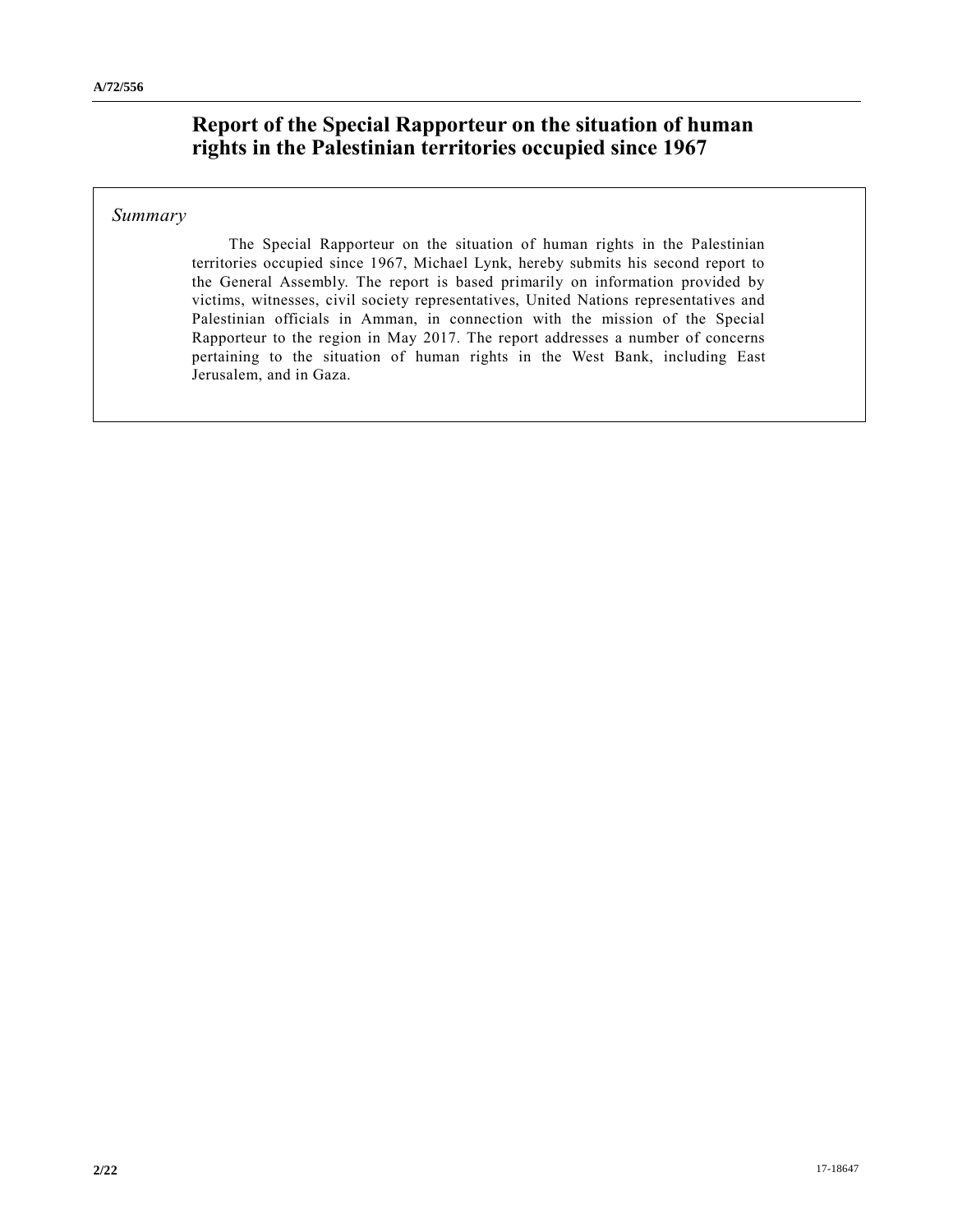# Report of the Special Rapporteur on the situation of human rights in the Palestinian territories occupied since 1967

*Summary*

The Special Rapporteur on the situation of human rights in the Palestinian territories occupied since 1967, Michael Lynk, hereby submits his second report to the General Assembly. The report is based primarily on information provided by victims, witnesses, civil society representatives, United Nations representatives and Palestinian officials in Amman, in connection with the mission of the Special Rapporteur to the region in May 2017. The report addresses a number of concerns pertaining to the situation of human rights in the West Bank, including East Jerusalem, and in Gaza.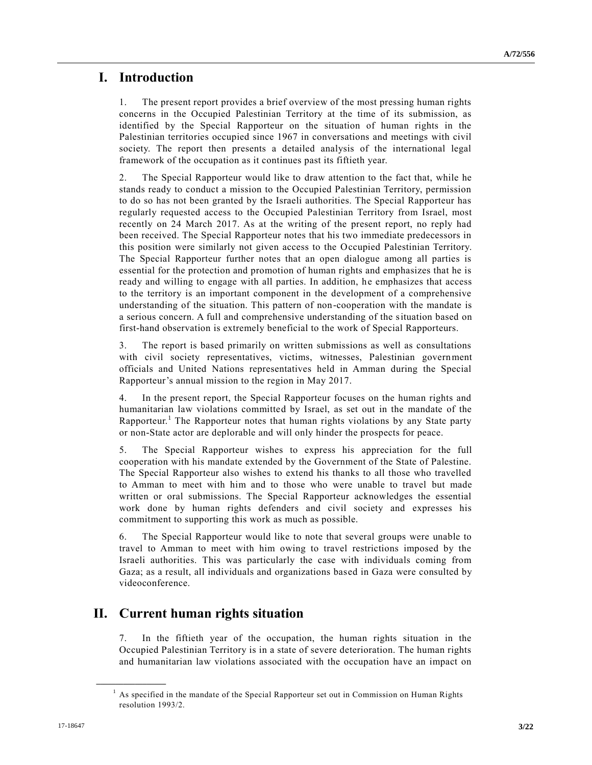# I. Introduction

1. The present report provides a brief overview of the most pressing human rights concerns in the Occupied Palestinian Territory at the time of its submission, as identified by the Special Rapporteur on the situation of human rights in the Palestinian territories occupied since 1967 in conversations and meetings with civil society. The report then presents a detailed analysis of the international legal framework of the occupation as it continues past its fiftieth year.

2. The Special Rapporteur would like to draw attention to the fact that, while he stands ready to conduct a mission to the Occupied Palestinian Territory, permission to do so has not been granted by the Israeli authorities. The Special Rapporteur has regularly requested access to the Occupied Palestinian Territory from Israel, most recently on 24 March 2017. As at the writing of the present report, no reply had been received. The Special Rapporteur notes that his two immediate predecessors in this position were similarly not given access to the Occupied Palestinian Territory. The Special Rapporteur further notes that an open dialogue among all parties is essential for the protection and promotion of human rights and emphasizes that he is ready and willing to engage with all parties. In addition, he emphasizes that access to the territory is an important component in the development of a comprehensive understanding of the situation. This pattern of non-cooperation with the mandate is a serious concern. A full and comprehensive understanding of the situation based on first-hand observation is extremely beneficial to the work of Special Rapporteurs.

3. The report is based primarily on written submissions as well as consultations with civil society representatives, victims, witnesses, Palestinian government officials and United Nations representatives held in Amman during the Special Rapporteur's annual mission to the region in May 2017.

4. In the present report, the Special Rapporteur focuses on the human rights and humanitarian law violations committed by Israel, as set out in the mandate of the Rapporteur.[1] The Rapporteur notes that human rights violations by any State party or non-State actor are deplorable and will only hinder the prospects for peace.

5. The Special Rapporteur wishes to express his appreciation for the full cooperation with his mandate extended by the Government of the State of Palestine. The Special Rapporteur also wishes to extend his thanks to all those who travelled to Amman to meet with him and to those who were unable to travel but made written or oral submissions. The Special Rapporteur acknowledges the essential work done by human rights defenders and civil society and expresses his commitment to supporting this work as much as possible.

6. The Special Rapporteur would like to note that several groups were unable to travel to Amman to meet with him owing to travel restrictions imposed by the Israeli authorities. This was particularly the case with individuals coming from Gaza; as a result, all individuals and organizations based in Gaza were consulted by videoconference.

# II. Current human rights situation

7. In the fiftieth year of the occupation, the human rights situation in the Occupied Palestinian Territory is in a state of severe deterioration. The human rights and humanitarian law violations associated with the occupation have an impact on

[1] As specified in the mandate of the Special Rapporteur set out in Commission on Human Rights resolution 1993/2.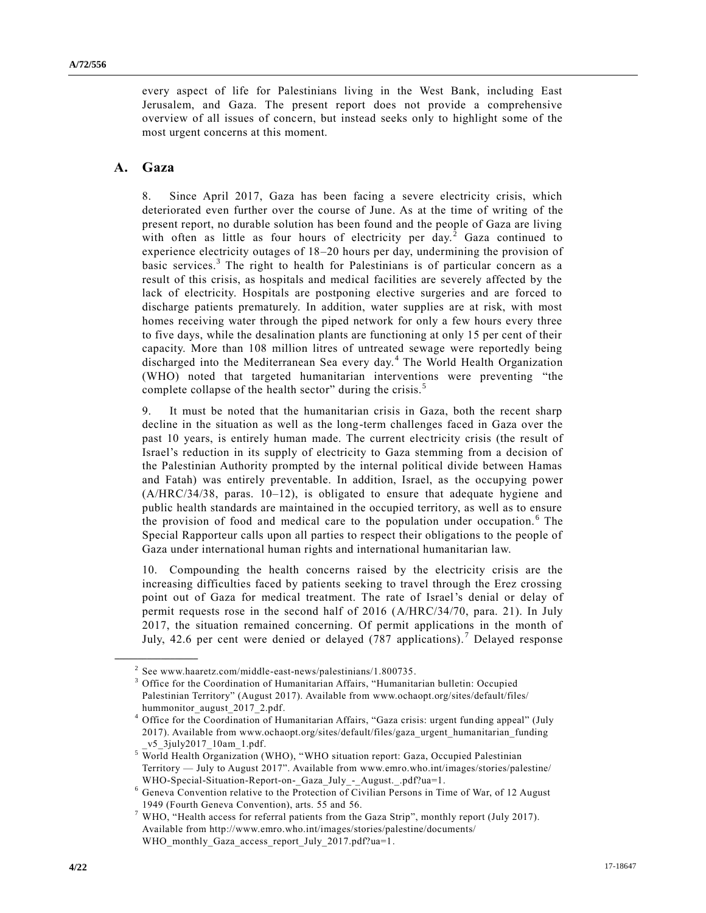every aspect of life for Palestinians living in the West Bank, including East Jerusalem, and Gaza. The present report does not provide a comprehensive overview of all issues of concern, but instead seeks only to highlight some of the most urgent concerns at this moment.

## A. Gaza

8. Since April 2017, Gaza has been facing a severe electricity crisis, which deteriorated even further over the course of June. As at the time of writing of the present report, no durable solution has been found and the people of Gaza are living with often as little as four hours of electricity per day.[2] Gaza continued to experience electricity outages of 18–20 hours per day, undermining the provision of basic services.[3] The right to health for Palestinians is of particular concern as a result of this crisis, as hospitals and medical facilities are severely affected by the lack of electricity. Hospitals are postponing elective surgeries and are forced to discharge patients prematurely. In addition, water supplies are at risk, with most homes receiving water through the piped network for only a few hours every three to five days, while the desalination plants are functioning at only 15 per cent of their capacity. More than 108 million litres of untreated sewage were reportedly being discharged into the Mediterranean Sea every day.[4] The World Health Organization (WHO) noted that targeted humanitarian interventions were preventing "the complete collapse of the health sector" during the crisis.[5]

9. It must be noted that the humanitarian crisis in Gaza, both the recent sharp decline in the situation as well as the long-term challenges faced in Gaza over the past 10 years, is entirely human made. The current electricity crisis (the result of Israel's reduction in its supply of electricity to Gaza stemming from a decision of the Palestinian Authority prompted by the internal political divide between Hamas and Fatah) was entirely preventable. In addition, Israel, as the occupying power (A/HRC/34/38, paras. 10–12), is obligated to ensure that adequate hygiene and public health standards are maintained in the occupied territory, as well as to ensure the provision of food and medical care to the population under occupation.[6] The Special Rapporteur calls upon all parties to respect their obligations to the people of Gaza under international human rights and international humanitarian law.

10. Compounding the health concerns raised by the electricity crisis are the increasing difficulties faced by patients seeking to travel through the Erez crossing point out of Gaza for medical treatment. The rate of Israel's denial or delay of permit requests rose in the second half of 2016 (A/HRC/34/70, para. 21). In July 2017, the situation remained concerning. Of permit applications in the month of July, 42.6 per cent were denied or delayed (787 applications).[7] Delayed response

---

[2] See www.haaretz.com/middle-east-news/palestinians/1.800735.

[3] Office for the Coordination of Humanitarian Affairs, "Humanitarian bulletin: Occupied Palestinian Territory" (August 2017). Available from www.ochaopt.org/sites/default/files/hummonitor_august_2017_2.pdf.

[4] Office for the Coordination of Humanitarian Affairs, "Gaza crisis: urgent funding appeal" (July 2017). Available from www.ochaopt.org/sites/default/files/gaza_urgent_humanitarian_funding_v5_3july2017_10am_1.pdf.

[5] World Health Organization (WHO), "WHO situation report: Gaza, Occupied Palestinian Territory — July to August 2017". Available from www.emro.who.int/images/stories/palestine/WHO-Special-Situation-Report-on-_Gaza_July_-_August._.pdf?ua=1.

[6] Geneva Convention relative to the Protection of Civilian Persons in Time of War, of 12 August 1949 (Fourth Geneva Convention), arts. 55 and 56.

[7] WHO, "Health access for referral patients from the Gaza Strip", monthly report (July 2017). Available from http://www.emro.who.int/images/stories/palestine/documents/WHO_monthly_Gaza_access_report_July_2017.pdf?ua=1.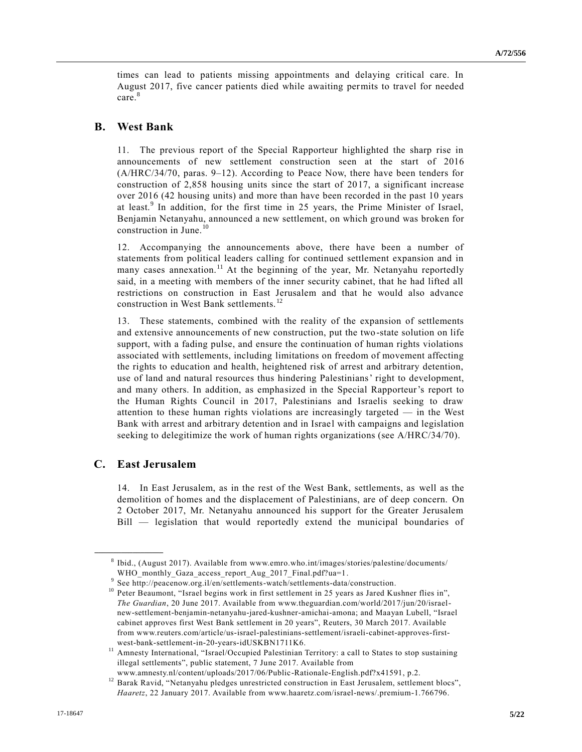times can lead to patients missing appointments and delaying critical care. In August 2017, five cancer patients died while awaiting permits to travel for needed care.[8]

## B. West Bank

11. The previous report of the Special Rapporteur highlighted the sharp rise in announcements of new settlement construction seen at the start of 2016 (A/HRC/34/70, paras. 9–12). According to Peace Now, there have been tenders for construction of 2,858 housing units since the start of 2017, a significant increase over 2016 (42 housing units) and more than have been recorded in the past 10 years at least.[9] In addition, for the first time in 25 years, the Prime Minister of Israel, Benjamin Netanyahu, announced a new settlement, on which ground was broken for construction in June.[10]

12. Accompanying the announcements above, there have been a number of statements from political leaders calling for continued settlement expansion and in many cases annexation.[11] At the beginning of the year, Mr. Netanyahu reportedly said, in a meeting with members of the inner security cabinet, that he had lifted all restrictions on construction in East Jerusalem and that he would also advance construction in West Bank settlements.[12]

13. These statements, combined with the reality of the expansion of settlements and extensive announcements of new construction, put the two-state solution on life support, with a fading pulse, and ensure the continuation of human rights violations associated with settlements, including limitations on freedom of movement affecting the rights to education and health, heightened risk of arrest and arbitrary detention, use of land and natural resources thus hindering Palestinians' right to development, and many others. In addition, as emphasized in the Special Rapporteur's report to the Human Rights Council in 2017, Palestinians and Israelis seeking to draw attention to these human rights violations are increasingly targeted — in the West Bank with arrest and arbitrary detention and in Israel with campaigns and legislation seeking to delegitimize the work of human rights organizations (see A/HRC/34/70).

## C. East Jerusalem

14. In East Jerusalem, as in the rest of the West Bank, settlements, as well as the demolition of homes and the displacement of Palestinians, are of deep concern. On 2 October 2017, Mr. Netanyahu announced his support for the Greater Jerusalem Bill — legislation that would reportedly extend the municipal boundaries of

---

[8] Ibid., (August 2017). Available from www.emro.who.int/images/stories/palestine/documents/WHO_monthly_Gaza_access_report_Aug_2017_Final.pdf?ua=1.

[9] See http://peacenow.org.il/en/settlements-watch/settlements-data/construction.

[10] Peter Beaumont, "Israel begins work in first settlement in 25 years as Jared Kushner flies in", *The Guardian*, 20 June 2017. Available from www.theguardian.com/world/2017/jun/20/israel-new-settlement-benjamin-netanyahu-jared-kushner-amichai-amona; and Maayan Lubell, "Israel cabinet approves first West Bank settlement in 20 years", Reuters, 30 March 2017. Available from www.reuters.com/article/us-israel-palestinians-settlement/israeli-cabinet-approves-first-west-bank-settlement-in-20-years-idUSKBN1711K6.

[11] Amnesty International, "Israel/Occupied Palestinian Territory: a call to States to stop sustaining illegal settlements", public statement, 7 June 2017. Available from www.amnesty.nl/content/uploads/2017/06/Public-Rationale-English.pdf?x41591, p.2.

[12] Barak Ravid, "Netanyahu pledges unrestricted construction in East Jerusalem, settlement blocs", *Haaretz*, 22 January 2017. Available from www.haaretz.com/israel-news/.premium-1.766796.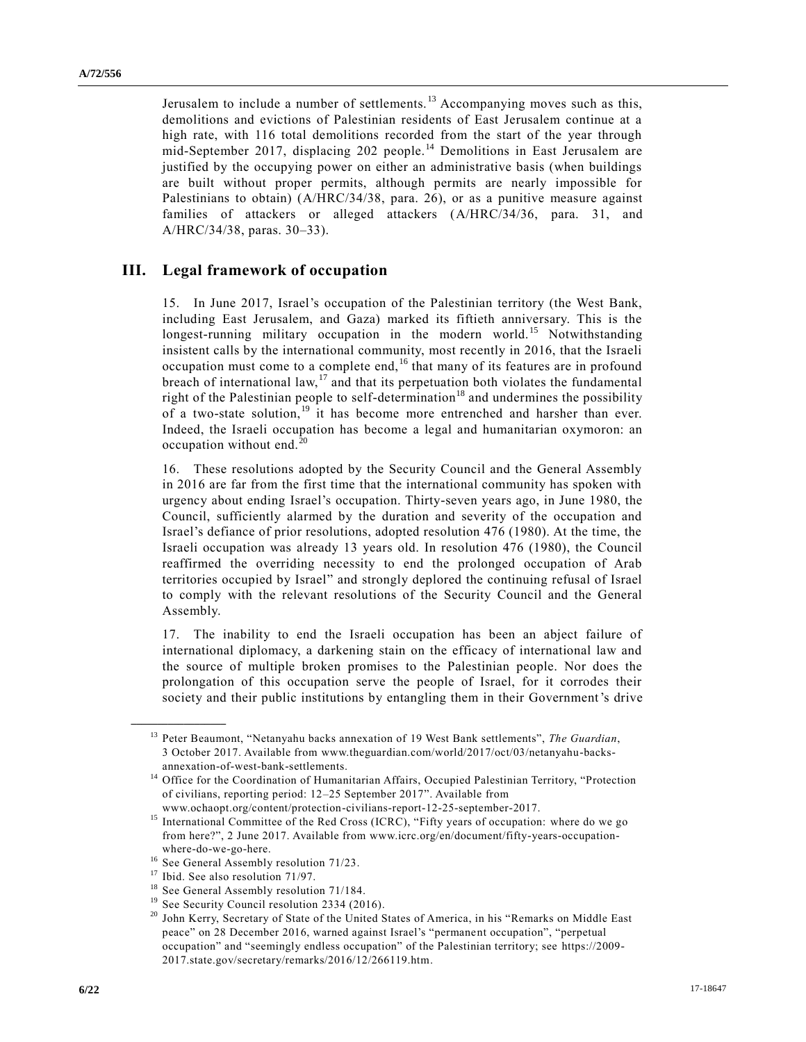Jerusalem to include a number of settlements.[13] Accompanying moves such as this, demolitions and evictions of Palestinian residents of East Jerusalem continue at a high rate, with 116 total demolitions recorded from the start of the year through mid-September 2017, displacing 202 people.[14] Demolitions in East Jerusalem are justified by the occupying power on either an administrative basis (when buildings are built without proper permits, although permits are nearly impossible for Palestinians to obtain) (A/HRC/34/38, para. 26), or as a punitive measure against families of attackers or alleged attackers (A/HRC/34/36, para. 31, and A/HRC/34/38, paras. 30–33).

## III. Legal framework of occupation

15. In June 2017, Israel's occupation of the Palestinian territory (the West Bank, including East Jerusalem, and Gaza) marked its fiftieth anniversary. This is the longest-running military occupation in the modern world.[15] Notwithstanding insistent calls by the international community, most recently in 2016, that the Israeli occupation must come to a complete end,[16] that many of its features are in profound breach of international law,[17] and that its perpetuation both violates the fundamental right of the Palestinian people to self-determination[18] and undermines the possibility of a two-state solution,[19] it has become more entrenched and harsher than ever. Indeed, the Israeli occupation has become a legal and humanitarian oxymoron: an occupation without end.[20]

16. These resolutions adopted by the Security Council and the General Assembly in 2016 are far from the first time that the international community has spoken with urgency about ending Israel's occupation. Thirty-seven years ago, in June 1980, the Council, sufficiently alarmed by the duration and severity of the occupation and Israel's defiance of prior resolutions, adopted resolution 476 (1980). At the time, the Israeli occupation was already 13 years old. In resolution 476 (1980), the Council reaffirmed the overriding necessity to end the prolonged occupation of Arab territories occupied by Israel" and strongly deplored the continuing refusal of Israel to comply with the relevant resolutions of the Security Council and the General Assembly.

17. The inability to end the Israeli occupation has been an abject failure of international diplomacy, a darkening stain on the efficacy of international law and the source of multiple broken promises to the Palestinian people. Nor does the prolongation of this occupation serve the people of Israel, for it corrodes their society and their public institutions by entangling them in their Government's drive

---

[13] Peter Beaumont, "Netanyahu backs annexation of 19 West Bank settlements", *The Guardian*, 3 October 2017. Available from www.theguardian.com/world/2017/oct/03/netanyahu-backs-annexation-of-west-bank-settlements.

[14] Office for the Coordination of Humanitarian Affairs, Occupied Palestinian Territory, "Protection of civilians, reporting period: 12–25 September 2017". Available from www.ochaopt.org/content/protection-civilians-report-12-25-september-2017.

[15] International Committee of the Red Cross (ICRC), "Fifty years of occupation: where do we go from here?", 2 June 2017. Available from www.icrc.org/en/document/fifty-years-occupation-where-do-we-go-here.

[16] See General Assembly resolution 71/23.

[17] Ibid. See also resolution 71/97.

[18] See General Assembly resolution 71/184.

[19] See Security Council resolution 2334 (2016).

[20] John Kerry, Secretary of State of the United States of America, in his "Remarks on Middle East peace" on 28 December 2016, warned against Israel's "permanent occupation", "perpetual occupation" and "seemingly endless occupation" of the Palestinian territory; see https://2009-2017.state.gov/secretary/remarks/2016/12/266119.htm.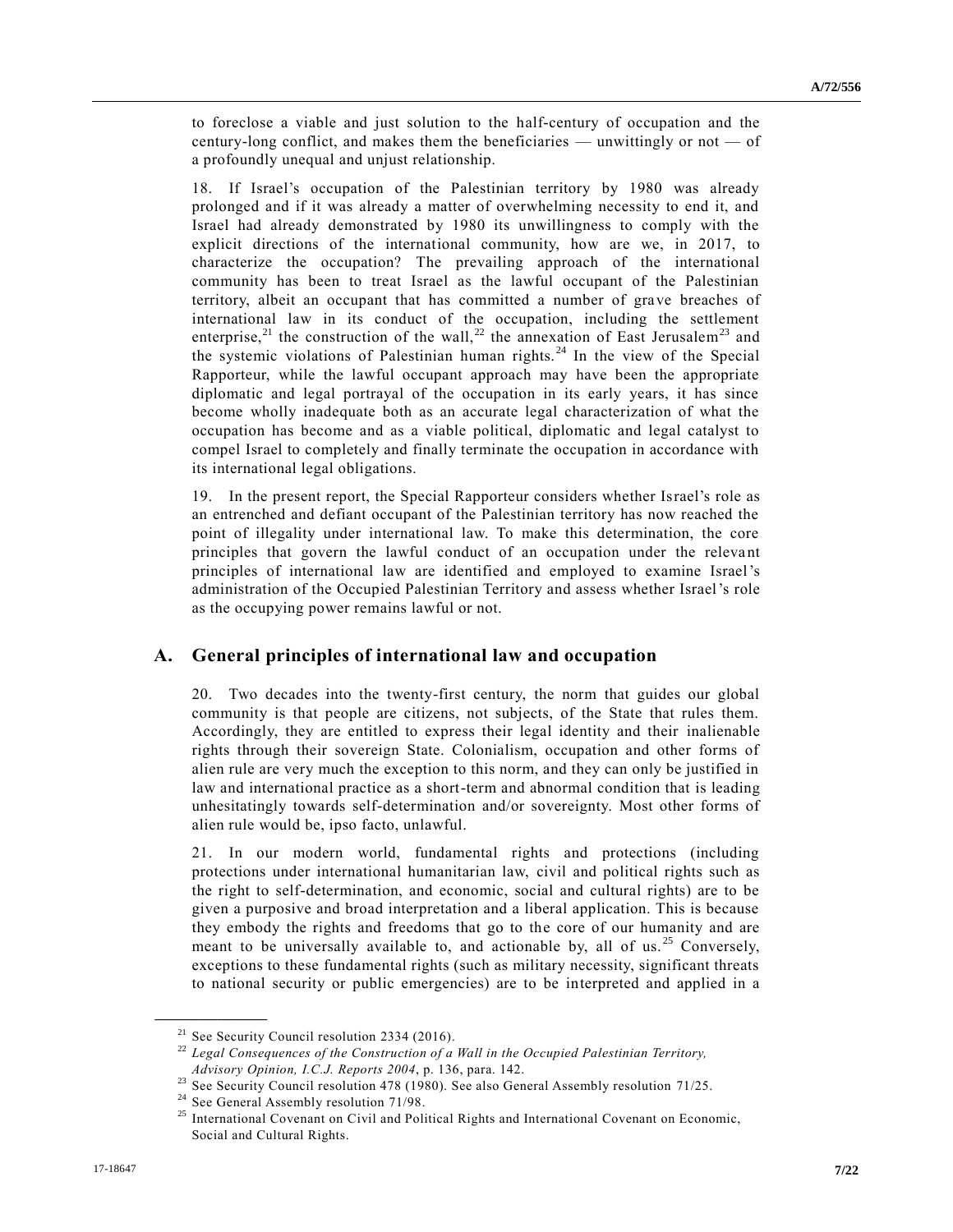to foreclose a viable and just solution to the half-century of occupation and the century-long conflict, and makes them the beneficiaries — unwittingly or not — of a profoundly unequal and unjust relationship.

18. If Israel's occupation of the Palestinian territory by 1980 was already prolonged and if it was already a matter of overwhelming necessity to end it, and Israel had already demonstrated by 1980 its unwillingness to comply with the explicit directions of the international community, how are we, in 2017, to characterize the occupation? The prevailing approach of the international community has been to treat Israel as the lawful occupant of the Palestinian territory, albeit an occupant that has committed a number of grave breaches of international law in its conduct of the occupation, including the settlement enterprise,[21] the construction of the wall,[22] the annexation of East Jerusalem[23] and the systemic violations of Palestinian human rights.[24] In the view of the Special Rapporteur, while the lawful occupant approach may have been the appropriate diplomatic and legal portrayal of the occupation in its early years, it has since become wholly inadequate both as an accurate legal characterization of what the occupation has become and as a viable political, diplomatic and legal catalyst to compel Israel to completely and finally terminate the occupation in accordance with its international legal obligations.

19. In the present report, the Special Rapporteur considers whether Israel's role as an entrenched and defiant occupant of the Palestinian territory has now reached the point of illegality under international law. To make this determination, the core principles that govern the lawful conduct of an occupation under the relevant principles of international law are identified and employed to examine Israel's administration of the Occupied Palestinian Territory and assess whether Israel's role as the occupying power remains lawful or not.

## A. General principles of international law and occupation

20. Two decades into the twenty-first century, the norm that guides our global community is that people are citizens, not subjects, of the State that rules them. Accordingly, they are entitled to express their legal identity and their inalienable rights through their sovereign State. Colonialism, occupation and other forms of alien rule are very much the exception to this norm, and they can only be justified in law and international practice as a short-term and abnormal condition that is leading unhesitatingly towards self-determination and/or sovereignty. Most other forms of alien rule would be, ipso facto, unlawful.

21. In our modern world, fundamental rights and protections (including protections under international humanitarian law, civil and political rights such as the right to self-determination, and economic, social and cultural rights) are to be given a purposive and broad interpretation and a liberal application. This is because they embody the rights and freedoms that go to the core of our humanity and are meant to be universally available to, and actionable by, all of us.[25] Conversely, exceptions to these fundamental rights (such as military necessity, significant threats to national security or public emergencies) are to be interpreted and applied in a

---

[21] See Security Council resolution 2334 (2016).

[22] *Legal Consequences of the Construction of a Wall in the Occupied Palestinian Territory, Advisory Opinion, I.C.J. Reports 2004*, p. 136, para. 142.

[23] See Security Council resolution 478 (1980). See also General Assembly resolution 71/25.

[24] See General Assembly resolution 71/98.

[25] International Covenant on Civil and Political Rights and International Covenant on Economic, Social and Cultural Rights.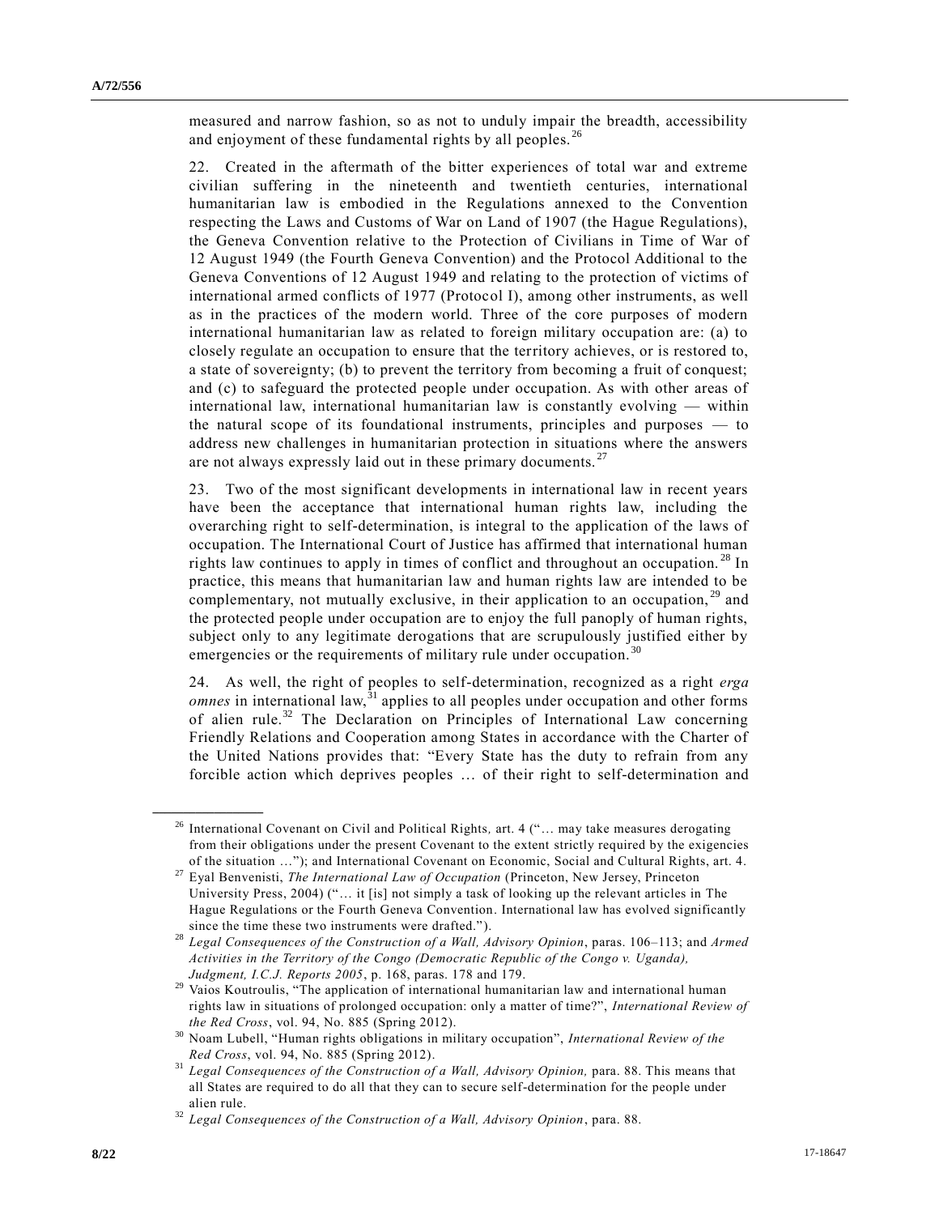measured and narrow fashion, so as not to unduly impair the breadth, accessibility and enjoyment of these fundamental rights by all peoples.[26]

22. Created in the aftermath of the bitter experiences of total war and extreme civilian suffering in the nineteenth and twentieth centuries, international humanitarian law is embodied in the Regulations annexed to the Convention respecting the Laws and Customs of War on Land of 1907 (the Hague Regulations), the Geneva Convention relative to the Protection of Civilians in Time of War of 12 August 1949 (the Fourth Geneva Convention) and the Protocol Additional to the Geneva Conventions of 12 August 1949 and relating to the protection of victims of international armed conflicts of 1977 (Protocol I), among other instruments, as well as in the practices of the modern world. Three of the core purposes of modern international humanitarian law as related to foreign military occupation are: (a) to closely regulate an occupation to ensure that the territory achieves, or is restored to, a state of sovereignty; (b) to prevent the territory from becoming a fruit of conquest; and (c) to safeguard the protected people under occupation. As with other areas of international law, international humanitarian law is constantly evolving — within the natural scope of its foundational instruments, principles and purposes — to address new challenges in humanitarian protection in situations where the answers are not always expressly laid out in these primary documents.[27]

23. Two of the most significant developments in international law in recent years have been the acceptance that international human rights law, including the overarching right to self-determination, is integral to the application of the laws of occupation. The International Court of Justice has affirmed that international human rights law continues to apply in times of conflict and throughout an occupation.[28] In practice, this means that humanitarian law and human rights law are intended to be complementary, not mutually exclusive, in their application to an occupation,[29] and the protected people under occupation are to enjoy the full panoply of human rights, subject only to any legitimate derogations that are scrupulously justified either by emergencies or the requirements of military rule under occupation.[30]

24. As well, the right of peoples to self-determination, recognized as a right *erga omnes* in international law,[31] applies to all peoples under occupation and other forms of alien rule.[32] The Declaration on Principles of International Law concerning Friendly Relations and Cooperation among States in accordance with the Charter of the United Nations provides that: "Every State has the duty to refrain from any forcible action which deprives peoples … of their right to self-determination and

---

[26] International Covenant on Civil and Political Rights, art. 4 ("… may take measures derogating from their obligations under the present Covenant to the extent strictly required by the exigencies of the situation …"); and International Covenant on Economic, Social and Cultural Rights, art. 4.

[27] Eyal Benvenisti, *The International Law of Occupation* (Princeton, New Jersey, Princeton University Press, 2004) ("… it [is] not simply a task of looking up the relevant articles in The Hague Regulations or the Fourth Geneva Convention. International law has evolved significantly since the time these two instruments were drafted.").

[28] *Legal Consequences of the Construction of a Wall, Advisory Opinion*, paras. 106–113; and *Armed Activities in the Territory of the Congo (Democratic Republic of the Congo v. Uganda), Judgment, I.C.J. Reports 2005*, p. 168, paras. 178 and 179.

[29] Vaios Koutroulis, "The application of international humanitarian law and international human rights law in situations of prolonged occupation: only a matter of time?", *International Review of the Red Cross*, vol. 94, No. 885 (Spring 2012).

[30] Noam Lubell, "Human rights obligations in military occupation", *International Review of the Red Cross*, vol. 94, No. 885 (Spring 2012).

[31] *Legal Consequences of the Construction of a Wall, Advisory Opinion,* para. 88. This means that all States are required to do all that they can to secure self-determination for the people under alien rule.

[32] *Legal Consequences of the Construction of a Wall, Advisory Opinion*, para. 88.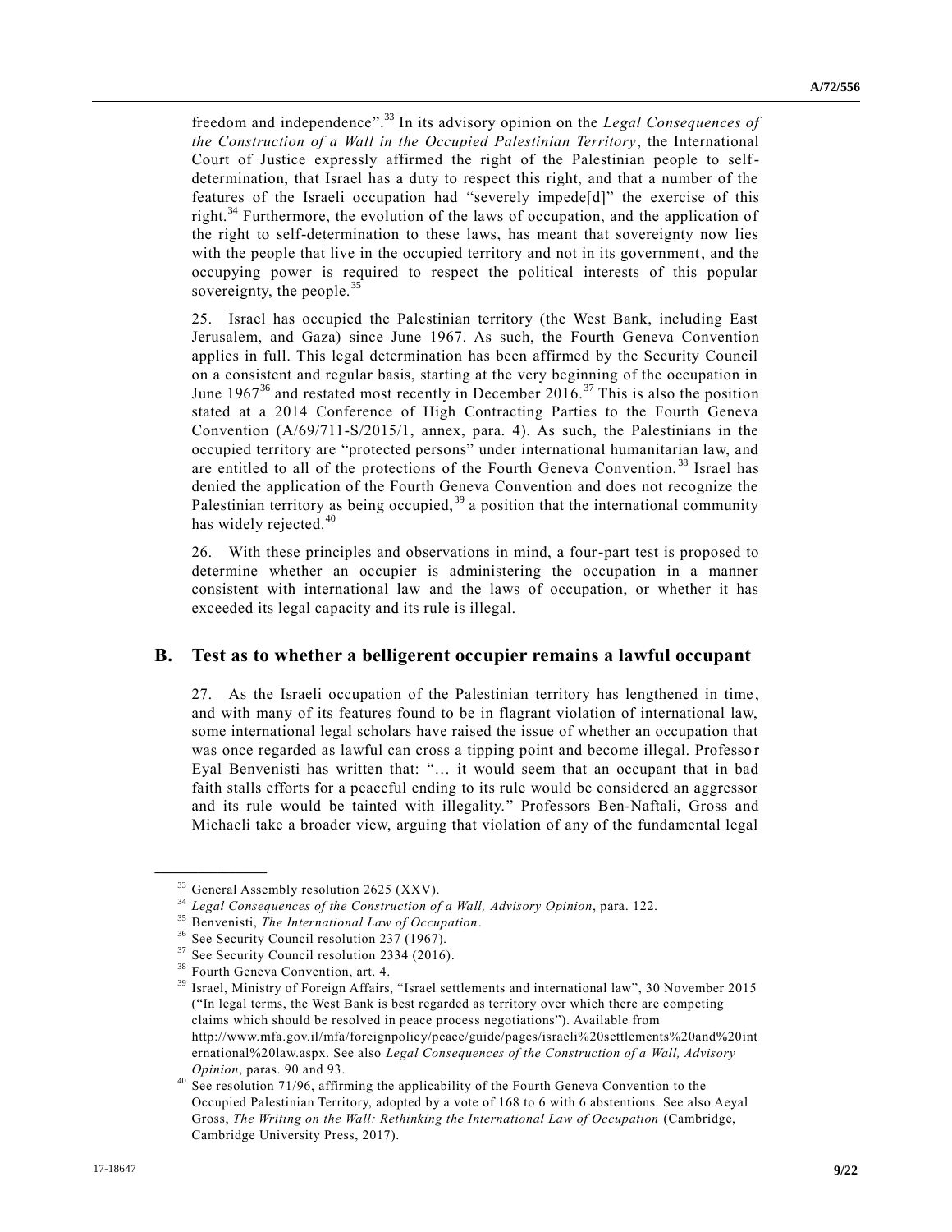freedom and independence".[33] In its advisory opinion on the *Legal Consequences of the Construction of a Wall in the Occupied Palestinian Territory*, the International Court of Justice expressly affirmed the right of the Palestinian people to self-determination, that Israel has a duty to respect this right, and that a number of the features of the Israeli occupation had "severely impede[d]" the exercise of this right.[34] Furthermore, the evolution of the laws of occupation, and the application of the right to self-determination to these laws, has meant that sovereignty now lies with the people that live in the occupied territory and not in its government, and the occupying power is required to respect the political interests of this popular sovereignty, the people.[35]

25. Israel has occupied the Palestinian territory (the West Bank, including East Jerusalem, and Gaza) since June 1967. As such, the Fourth Geneva Convention applies in full. This legal determination has been affirmed by the Security Council on a consistent and regular basis, starting at the very beginning of the occupation in June 1967[36] and restated most recently in December 2016.[37] This is also the position stated at a 2014 Conference of High Contracting Parties to the Fourth Geneva Convention (A/69/711-S/2015/1, annex, para. 4). As such, the Palestinians in the occupied territory are "protected persons" under international humanitarian law, and are entitled to all of the protections of the Fourth Geneva Convention.[38] Israel has denied the application of the Fourth Geneva Convention and does not recognize the Palestinian territory as being occupied,[39] a position that the international community has widely rejected.[40]

26. With these principles and observations in mind, a four-part test is proposed to determine whether an occupier is administering the occupation in a manner consistent with international law and the laws of occupation, or whether it has exceeded its legal capacity and its rule is illegal.

## B. Test as to whether a belligerent occupier remains a lawful occupant

27. As the Israeli occupation of the Palestinian territory has lengthened in time, and with many of its features found to be in flagrant violation of international law, some international legal scholars have raised the issue of whether an occupation that was once regarded as lawful can cross a tipping point and become illegal. Professor Eyal Benvenisti has written that: "… it would seem that an occupant that in bad faith stalls efforts for a peaceful ending to its rule would be considered an aggressor and its rule would be tainted with illegality." Professors Ben-Naftali, Gross and Michaeli take a broader view, arguing that violation of any of the fundamental legal

---

[33] General Assembly resolution 2625 (XXV).

[34] *Legal Consequences of the Construction of a Wall, Advisory Opinion*, para. 122.

[35] Benvenisti, *The International Law of Occupation*.

[36] See Security Council resolution 237 (1967).

[37] See Security Council resolution 2334 (2016).

[38] Fourth Geneva Convention, art. 4.

[39] Israel, Ministry of Foreign Affairs, "Israel settlements and international law", 30 November 2015 ("In legal terms, the West Bank is best regarded as territory over which there are competing claims which should be resolved in peace process negotiations"). Available from http://www.mfa.gov.il/mfa/foreignpolicy/peace/guide/pages/israeli%20settlements%20and%20international%20law.aspx. See also *Legal Consequences of the Construction of a Wall, Advisory Opinion*, paras. 90 and 93.

[40] See resolution 71/96, affirming the applicability of the Fourth Geneva Convention to the Occupied Palestinian Territory, adopted by a vote of 168 to 6 with 6 abstentions. See also Aeyal Gross, *The Writing on the Wall: Rethinking the International Law of Occupation* (Cambridge, Cambridge University Press, 2017).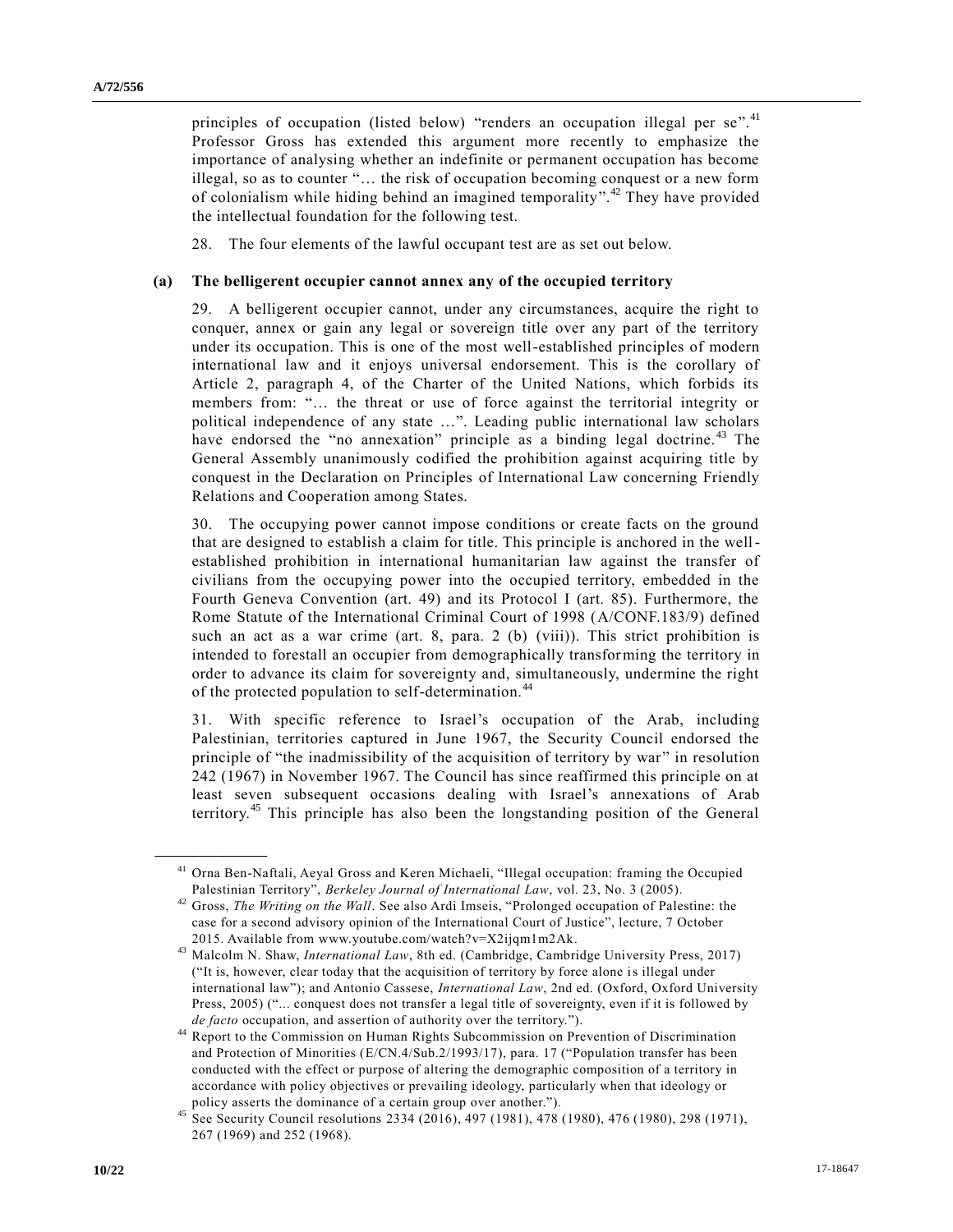principles of occupation (listed below) "renders an occupation illegal per se".[41] Professor Gross has extended this argument more recently to emphasize the importance of analysing whether an indefinite or permanent occupation has become illegal, so as to counter "… the risk of occupation becoming conquest or a new form of colonialism while hiding behind an imagined temporality".[42] They have provided the intellectual foundation for the following test.

28. The four elements of the lawful occupant test are as set out below.

**(a) The belligerent occupier cannot annex any of the occupied territory**

29. A belligerent occupier cannot, under any circumstances, acquire the right to conquer, annex or gain any legal or sovereign title over any part of the territory under its occupation. This is one of the most well-established principles of modern international law and it enjoys universal endorsement. This is the corollary of Article 2, paragraph 4, of the Charter of the United Nations, which forbids its members from: "… the threat or use of force against the territorial integrity or political independence of any state …". Leading public international law scholars have endorsed the "no annexation" principle as a binding legal doctrine.[43] The General Assembly unanimously codified the prohibition against acquiring title by conquest in the Declaration on Principles of International Law concerning Friendly Relations and Cooperation among States.

30. The occupying power cannot impose conditions or create facts on the ground that are designed to establish a claim for title. This principle is anchored in the well-established prohibition in international humanitarian law against the transfer of civilians from the occupying power into the occupied territory, embedded in the Fourth Geneva Convention (art. 49) and its Protocol I (art. 85). Furthermore, the Rome Statute of the International Criminal Court of 1998 (A/CONF.183/9) defined such an act as a war crime (art. 8, para. 2 (b) (viii)). This strict prohibition is intended to forestall an occupier from demographically transforming the territory in order to advance its claim for sovereignty and, simultaneously, undermine the right of the protected population to self-determination.[44]

31. With specific reference to Israel's occupation of the Arab, including Palestinian, territories captured in June 1967, the Security Council endorsed the principle of "the inadmissibility of the acquisition of territory by war" in resolution 242 (1967) in November 1967. The Council has since reaffirmed this principle on at least seven subsequent occasions dealing with Israel's annexations of Arab territory.[45] This principle has also been the longstanding position of the General

---

[41] Orna Ben-Naftali, Aeyal Gross and Keren Michaeli, "Illegal occupation: framing the Occupied Palestinian Territory", *Berkeley Journal of International Law*, vol. 23, No. 3 (2005).

[42] Gross, *The Writing on the Wall*. See also Ardi Imseis, "Prolonged occupation of Palestine: the case for a second advisory opinion of the International Court of Justice", lecture, 7 October 2015. Available from www.youtube.com/watch?v=X2ijqm1m2Ak.

[43] Malcolm N. Shaw, *International Law*, 8th ed. (Cambridge, Cambridge University Press, 2017) ("It is, however, clear today that the acquisition of territory by force alone is illegal under international law"); and Antonio Cassese, *International Law*, 2nd ed. (Oxford, Oxford University Press, 2005) ("... conquest does not transfer a legal title of sovereignty, even if it is followed by *de facto* occupation, and assertion of authority over the territory.").

[44] Report to the Commission on Human Rights Subcommission on Prevention of Discrimination and Protection of Minorities (E/CN.4/Sub.2/1993/17), para. 17 ("Population transfer has been conducted with the effect or purpose of altering the demographic composition of a territory in accordance with policy objectives or prevailing ideology, particularly when that ideology or policy asserts the dominance of a certain group over another.").

[45] See Security Council resolutions 2334 (2016), 497 (1981), 478 (1980), 476 (1980), 298 (1971), 267 (1969) and 252 (1968).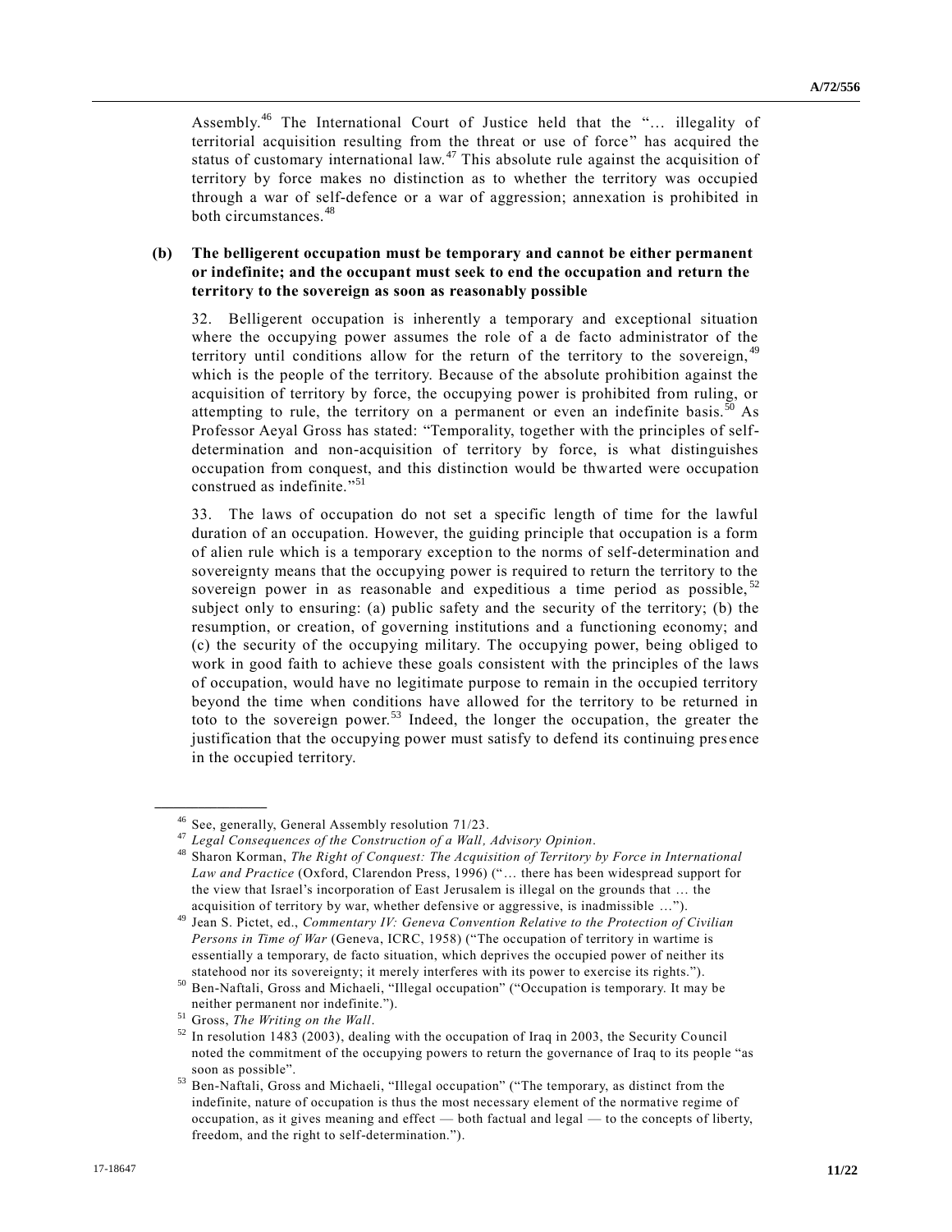Assembly.[46] The International Court of Justice held that the "… illegality of territorial acquisition resulting from the threat or use of force" has acquired the status of customary international law.[47] This absolute rule against the acquisition of territory by force makes no distinction as to whether the territory was occupied through a war of self-defence or a war of aggression; annexation is prohibited in both circumstances.[48]

### (b) The belligerent occupation must be temporary and cannot be either permanent or indefinite; and the occupant must seek to end the occupation and return the territory to the sovereign as soon as reasonably possible

32. Belligerent occupation is inherently a temporary and exceptional situation where the occupying power assumes the role of a de facto administrator of the territory until conditions allow for the return of the territory to the sovereign,[49] which is the people of the territory. Because of the absolute prohibition against the acquisition of territory by force, the occupying power is prohibited from ruling, or attempting to rule, the territory on a permanent or even an indefinite basis.[50] As Professor Aeyal Gross has stated: "Temporality, together with the principles of self-determination and non-acquisition of territory by force, is what distinguishes occupation from conquest, and this distinction would be thwarted were occupation construed as indefinite."[51]

33. The laws of occupation do not set a specific length of time for the lawful duration of an occupation. However, the guiding principle that occupation is a form of alien rule which is a temporary exception to the norms of self-determination and sovereignty means that the occupying power is required to return the territory to the sovereign power in as reasonable and expeditious a time period as possible,[52] subject only to ensuring: (a) public safety and the security of the territory; (b) the resumption, or creation, of governing institutions and a functioning economy; and (c) the security of the occupying military. The occupying power, being obliged to work in good faith to achieve these goals consistent with the principles of the laws of occupation, would have no legitimate purpose to remain in the occupied territory beyond the time when conditions have allowed for the territory to be returned in toto to the sovereign power.[53] Indeed, the longer the occupation, the greater the justification that the occupying power must satisfy to defend its continuing presence in the occupied territory.

---

[46] See, generally, General Assembly resolution 71/23.

[47] *Legal Consequences of the Construction of a Wall, Advisory Opinion*.

[48] Sharon Korman, *The Right of Conquest: The Acquisition of Territory by Force in International Law and Practice* (Oxford, Clarendon Press, 1996) ("… there has been widespread support for the view that Israel's incorporation of East Jerusalem is illegal on the grounds that … the acquisition of territory by war, whether defensive or aggressive, is inadmissible …").

[49] Jean S. Pictet, ed., *Commentary IV: Geneva Convention Relative to the Protection of Civilian Persons in Time of War* (Geneva, ICRC, 1958) ("The occupation of territory in wartime is essentially a temporary, de facto situation, which deprives the occupied power of neither its statehood nor its sovereignty; it merely interferes with its power to exercise its rights.").

[50] Ben-Naftali, Gross and Michaeli, "Illegal occupation" ("Occupation is temporary. It may be neither permanent nor indefinite.").

[51] Gross, *The Writing on the Wall*.

[52] In resolution 1483 (2003), dealing with the occupation of Iraq in 2003, the Security Council noted the commitment of the occupying powers to return the governance of Iraq to its people "as soon as possible".

[53] Ben-Naftali, Gross and Michaeli, "Illegal occupation" ("The temporary, as distinct from the indefinite, nature of occupation is thus the most necessary element of the normative regime of occupation, as it gives meaning and effect — both factual and legal — to the concepts of liberty, freedom, and the right to self-determination.").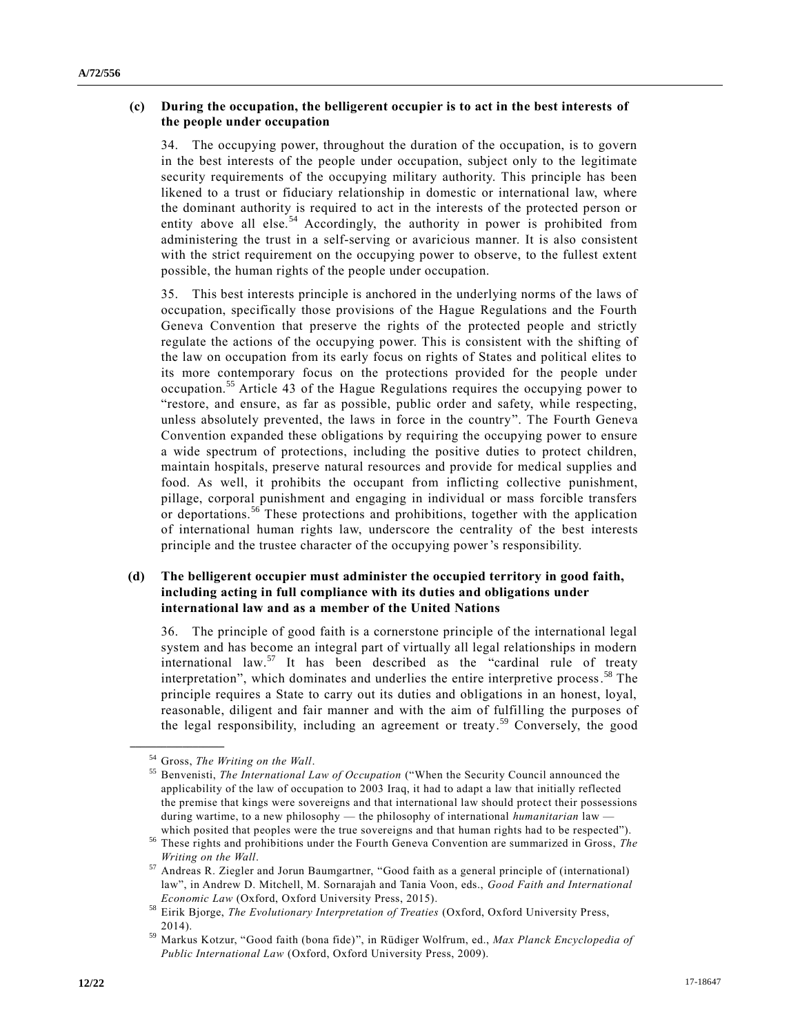**(c) During the occupation, the belligerent occupier is to act in the best interests of the people under occupation**

34. The occupying power, throughout the duration of the occupation, is to govern in the best interests of the people under occupation, subject only to the legitimate security requirements of the occupying military authority. This principle has been likened to a trust or fiduciary relationship in domestic or international law, where the dominant authority is required to act in the interests of the protected person or entity above all else.[54] Accordingly, the authority in power is prohibited from administering the trust in a self-serving or avaricious manner. It is also consistent with the strict requirement on the occupying power to observe, to the fullest extent possible, the human rights of the people under occupation.

35. This best interests principle is anchored in the underlying norms of the laws of occupation, specifically those provisions of the Hague Regulations and the Fourth Geneva Convention that preserve the rights of the protected people and strictly regulate the actions of the occupying power. This is consistent with the shifting of the law on occupation from its early focus on rights of States and political elites to its more contemporary focus on the protections provided for the people under occupation.[55] Article 43 of the Hague Regulations requires the occupying power to "restore, and ensure, as far as possible, public order and safety, while respecting, unless absolutely prevented, the laws in force in the country". The Fourth Geneva Convention expanded these obligations by requiring the occupying power to ensure a wide spectrum of protections, including the positive duties to protect children, maintain hospitals, preserve natural resources and provide for medical supplies and food. As well, it prohibits the occupant from inflicting collective punishment, pillage, corporal punishment and engaging in individual or mass forcible transfers or deportations.[56] These protections and prohibitions, together with the application of international human rights law, underscore the centrality of the best interests principle and the trustee character of the occupying power's responsibility.

**(d) The belligerent occupier must administer the occupied territory in good faith, including acting in full compliance with its duties and obligations under international law and as a member of the United Nations**

36. The principle of good faith is a cornerstone principle of the international legal system and has become an integral part of virtually all legal relationships in modern international law.[57] It has been described as the "cardinal rule of treaty interpretation", which dominates and underlies the entire interpretive process.[58] The principle requires a State to carry out its duties and obligations in an honest, loyal, reasonable, diligent and fair manner and with the aim of fulfilling the purposes of the legal responsibility, including an agreement or treaty.[59] Conversely, the good

---

[54] Gross, *The Writing on the Wall*.

[55] Benvenisti, *The International Law of Occupation* ("When the Security Council announced the applicability of the law of occupation to 2003 Iraq, it had to adapt a law that initially reflected the premise that kings were sovereigns and that international law should protect their possessions during wartime, to a new philosophy — the philosophy of international *humanitarian* law — which posited that peoples were the true sovereigns and that human rights had to be respected").

[56] These rights and prohibitions under the Fourth Geneva Convention are summarized in Gross, *The Writing on the Wall*.

[57] Andreas R. Ziegler and Jorun Baumgartner, "Good faith as a general principle of (international) law", in Andrew D. Mitchell, M. Sornarajah and Tania Voon, eds., *Good Faith and International Economic Law* (Oxford, Oxford University Press, 2015).

[58] Eirik Bjorge, *The Evolutionary Interpretation of Treaties* (Oxford, Oxford University Press, 2014).

[59] Markus Kotzur, "Good faith (bona fide)", in Rüdiger Wolfrum, ed., *Max Planck Encyclopedia of Public International Law* (Oxford, Oxford University Press, 2009).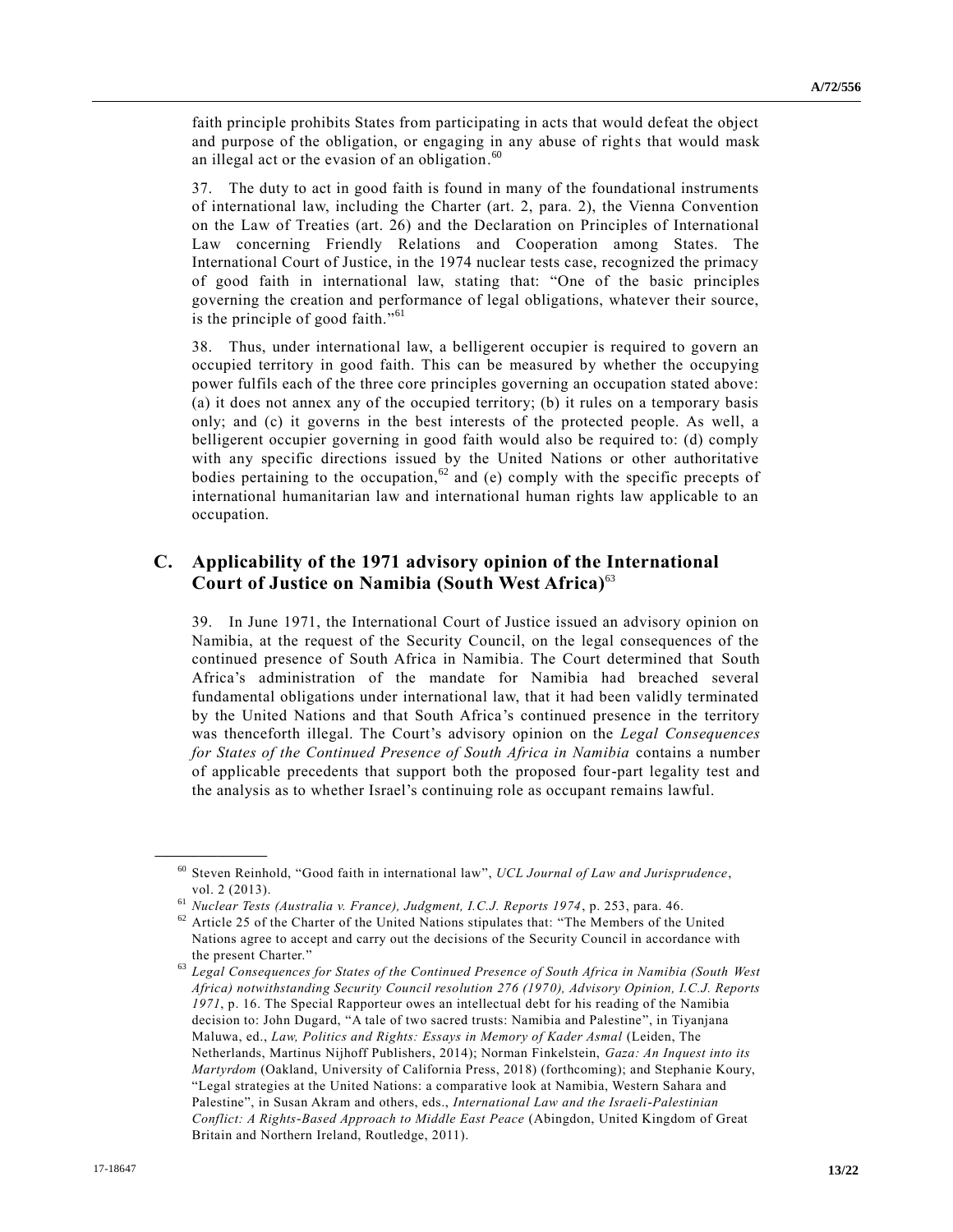faith principle prohibits States from participating in acts that would defeat the object and purpose of the obligation, or engaging in any abuse of rights that would mask an illegal act or the evasion of an obligation.[60]

37. The duty to act in good faith is found in many of the foundational instruments of international law, including the Charter (art. 2, para. 2), the Vienna Convention on the Law of Treaties (art. 26) and the Declaration on Principles of International Law concerning Friendly Relations and Cooperation among States. The International Court of Justice, in the 1974 nuclear tests case, recognized the primacy of good faith in international law, stating that: "One of the basic principles governing the creation and performance of legal obligations, whatever their source, is the principle of good faith."[61]

38. Thus, under international law, a belligerent occupier is required to govern an occupied territory in good faith. This can be measured by whether the occupying power fulfils each of the three core principles governing an occupation stated above: (a) it does not annex any of the occupied territory; (b) it rules on a temporary basis only; and (c) it governs in the best interests of the protected people. As well, a belligerent occupier governing in good faith would also be required to: (d) comply with any specific directions issued by the United Nations or other authoritative bodies pertaining to the occupation,[62] and (e) comply with the specific precepts of international humanitarian law and international human rights law applicable to an occupation.

## C. Applicability of the 1971 advisory opinion of the International Court of Justice on Namibia (South West Africa)[63]

39. In June 1971, the International Court of Justice issued an advisory opinion on Namibia, at the request of the Security Council, on the legal consequences of the continued presence of South Africa in Namibia. The Court determined that South Africa's administration of the mandate for Namibia had breached several fundamental obligations under international law, that it had been validly terminated by the United Nations and that South Africa's continued presence in the territory was thenceforth illegal. The Court's advisory opinion on the *Legal Consequences for States of the Continued Presence of South Africa in Namibia* contains a number of applicable precedents that support both the proposed four-part legality test and the analysis as to whether Israel's continuing role as occupant remains lawful.

---

[60] Steven Reinhold, "Good faith in international law", *UCL Journal of Law and Jurisprudence*, vol. 2 (2013).

[61] *Nuclear Tests (Australia v. France), Judgment, I.C.J. Reports 1974*, p. 253, para. 46.

[62] Article 25 of the Charter of the United Nations stipulates that: "The Members of the United Nations agree to accept and carry out the decisions of the Security Council in accordance with the present Charter."

[63] *Legal Consequences for States of the Continued Presence of South Africa in Namibia (South West Africa) notwithstanding Security Council resolution 276 (1970), Advisory Opinion, I.C.J. Reports 1971*, p. 16. The Special Rapporteur owes an intellectual debt for his reading of the Namibia decision to: John Dugard, "A tale of two sacred trusts: Namibia and Palestine", in Tiyanjana Maluwa, ed., *Law, Politics and Rights: Essays in Memory of Kader Asmal* (Leiden, The Netherlands, Martinus Nijhoff Publishers, 2014); Norman Finkelstein, *Gaza: An Inquest into its Martyrdom* (Oakland, University of California Press, 2018) (forthcoming); and Stephanie Koury, "Legal strategies at the United Nations: a comparative look at Namibia, Western Sahara and Palestine", in Susan Akram and others, eds., *International Law and the Israeli-Palestinian Conflict: A Rights-Based Approach to Middle East Peace* (Abingdon, United Kingdom of Great Britain and Northern Ireland, Routledge, 2011).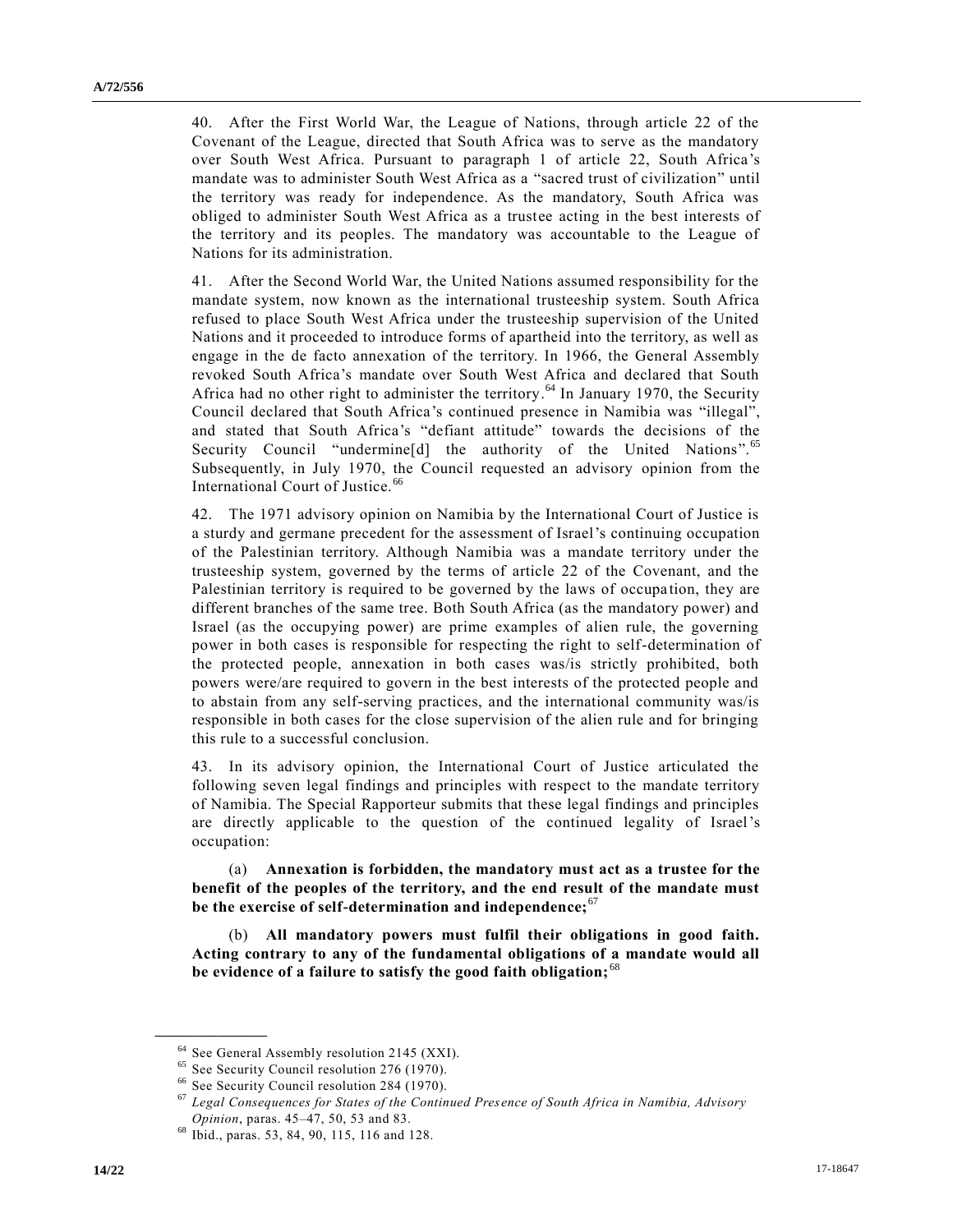40. After the First World War, the League of Nations, through article 22 of the Covenant of the League, directed that South Africa was to serve as the mandatory over South West Africa. Pursuant to paragraph 1 of article 22, South Africa's mandate was to administer South West Africa as a "sacred trust of civilization" until the territory was ready for independence. As the mandatory, South Africa was obliged to administer South West Africa as a trustee acting in the best interests of the territory and its peoples. The mandatory was accountable to the League of Nations for its administration.

41. After the Second World War, the United Nations assumed responsibility for the mandate system, now known as the international trusteeship system. South Africa refused to place South West Africa under the trusteeship supervision of the United Nations and it proceeded to introduce forms of apartheid into the territory, as well as engage in the de facto annexation of the territory. In 1966, the General Assembly revoked South Africa's mandate over South West Africa and declared that South Africa had no other right to administer the territory.[64] In January 1970, the Security Council declared that South Africa's continued presence in Namibia was "illegal", and stated that South Africa's "defiant attitude" towards the decisions of the Security Council "undermine[d] the authority of the United Nations".[65] Subsequently, in July 1970, the Council requested an advisory opinion from the International Court of Justice.[66]

42. The 1971 advisory opinion on Namibia by the International Court of Justice is a sturdy and germane precedent for the assessment of Israel's continuing occupation of the Palestinian territory. Although Namibia was a mandate territory under the trusteeship system, governed by the terms of article 22 of the Covenant, and the Palestinian territory is required to be governed by the laws of occupation, they are different branches of the same tree. Both South Africa (as the mandatory power) and Israel (as the occupying power) are prime examples of alien rule, the governing power in both cases is responsible for respecting the right to self-determination of the protected people, annexation in both cases was/is strictly prohibited, both powers were/are required to govern in the best interests of the protected people and to abstain from any self-serving practices, and the international community was/is responsible in both cases for the close supervision of the alien rule and for bringing this rule to a successful conclusion.

43. In its advisory opinion, the International Court of Justice articulated the following seven legal findings and principles with respect to the mandate territory of Namibia. The Special Rapporteur submits that these legal findings and principles are directly applicable to the question of the continued legality of Israel's occupation:

(a) **Annexation is forbidden, the mandatory must act as a trustee for the benefit of the peoples of the territory, and the end result of the mandate must be the exercise of self-determination and independence;**[67]

(b) **All mandatory powers must fulfil their obligations in good faith. Acting contrary to any of the fundamental obligations of a mandate would all be evidence of a failure to satisfy the good faith obligation;**[68]

---

[64] See General Assembly resolution 2145 (XXI).

[65] See Security Council resolution 276 (1970).

[66] See Security Council resolution 284 (1970).

[67] *Legal Consequences for States of the Continued Presence of South Africa in Namibia, Advisory Opinion*, paras. 45–47, 50, 53 and 83.

[68] Ibid., paras. 53, 84, 90, 115, 116 and 128.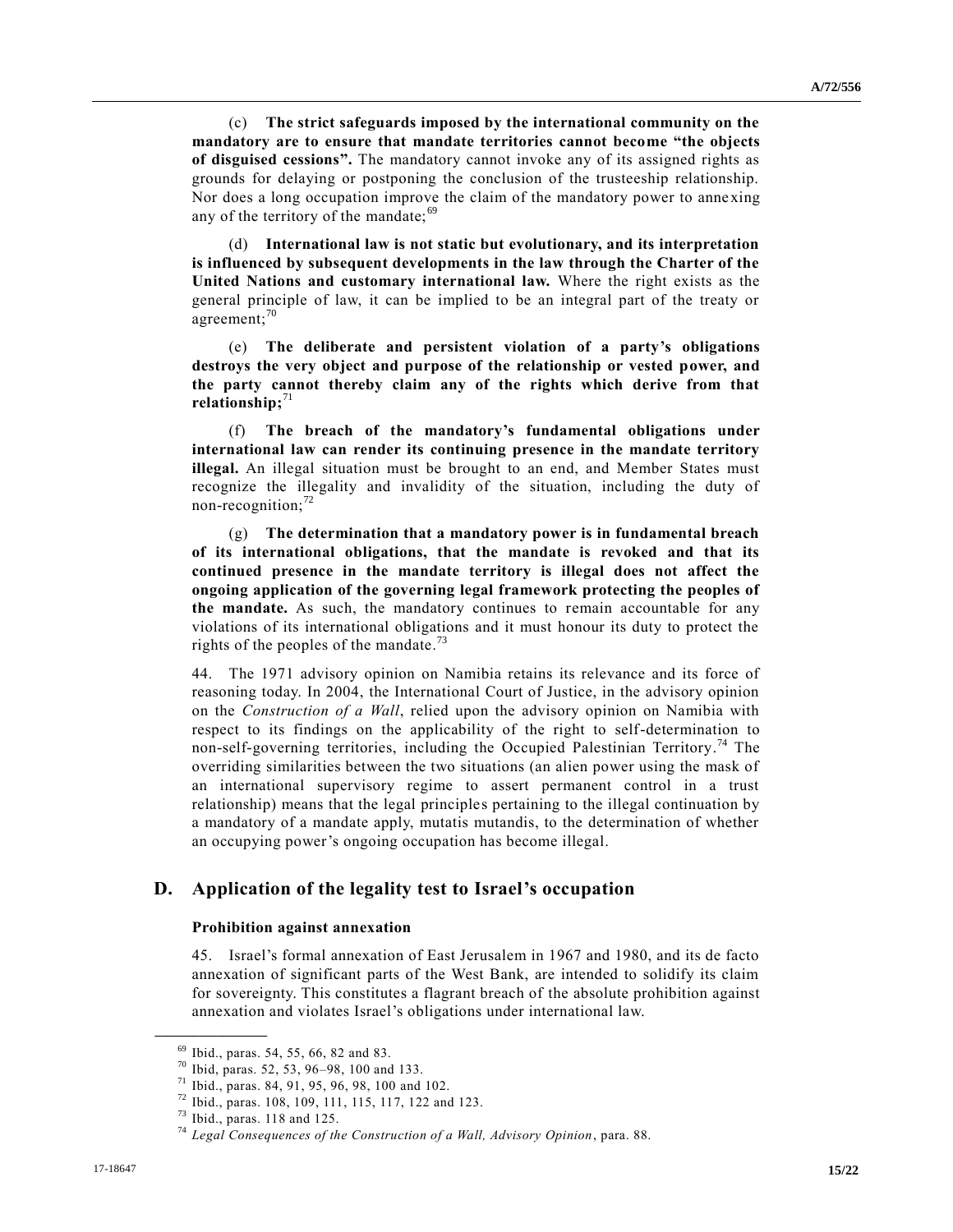(c) **The strict safeguards imposed by the international community on the mandatory are to ensure that mandate territories cannot become "the objects of disguised cessions".** The mandatory cannot invoke any of its assigned rights as grounds for delaying or postponing the conclusion of the trusteeship relationship. Nor does a long occupation improve the claim of the mandatory power to annexing any of the territory of the mandate;[69]

(d) **International law is not static but evolutionary, and its interpretation is influenced by subsequent developments in the law through the Charter of the United Nations and customary international law.** Where the right exists as the general principle of law, it can be implied to be an integral part of the treaty or agreement;[70]

(e) **The deliberate and persistent violation of a party's obligations destroys the very object and purpose of the relationship or vested power, and the party cannot thereby claim any of the rights which derive from that relationship;**[71]

(f) **The breach of the mandatory's fundamental obligations under international law can render its continuing presence in the mandate territory illegal.** An illegal situation must be brought to an end, and Member States must recognize the illegality and invalidity of the situation, including the duty of non-recognition;[72]

(g) **The determination that a mandatory power is in fundamental breach of its international obligations, that the mandate is revoked and that its continued presence in the mandate territory is illegal does not affect the ongoing application of the governing legal framework protecting the peoples of the mandate.** As such, the mandatory continues to remain accountable for any violations of its international obligations and it must honour its duty to protect the rights of the peoples of the mandate.[73]

44. The 1971 advisory opinion on Namibia retains its relevance and its force of reasoning today. In 2004, the International Court of Justice, in the advisory opinion on the *Construction of a Wall*, relied upon the advisory opinion on Namibia with respect to its findings on the applicability of the right to self-determination to non-self-governing territories, including the Occupied Palestinian Territory.[74] The overriding similarities between the two situations (an alien power using the mask of an international supervisory regime to assert permanent control in a trust relationship) means that the legal principles pertaining to the illegal continuation by a mandatory of a mandate apply, mutatis mutandis, to the determination of whether an occupying power's ongoing occupation has become illegal.

## D. Application of the legality test to Israel's occupation

### Prohibition against annexation

45. Israel's formal annexation of East Jerusalem in 1967 and 1980, and its de facto annexation of significant parts of the West Bank, are intended to solidify its claim for sovereignty. This constitutes a flagrant breach of the absolute prohibition against annexation and violates Israel's obligations under international law.

---

[69] Ibid., paras. 54, 55, 66, 82 and 83.

[70] Ibid, paras. 52, 53, 96–98, 100 and 133.

[71] Ibid., paras. 84, 91, 95, 96, 98, 100 and 102.

[72] Ibid., paras. 108, 109, 111, 115, 117, 122 and 123.

[73] Ibid., paras. 118 and 125.

[74] *Legal Consequences of the Construction of a Wall, Advisory Opinion*, para. 88.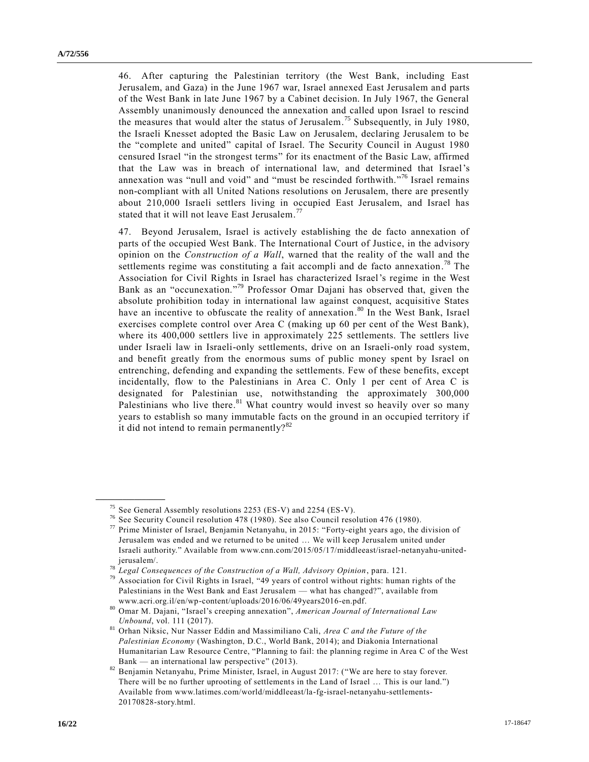46. After capturing the Palestinian territory (the West Bank, including East Jerusalem, and Gaza) in the June 1967 war, Israel annexed East Jerusalem and parts of the West Bank in late June 1967 by a Cabinet decision. In July 1967, the General Assembly unanimously denounced the annexation and called upon Israel to rescind the measures that would alter the status of Jerusalem.[75] Subsequently, in July 1980, the Israeli Knesset adopted the Basic Law on Jerusalem, declaring Jerusalem to be the "complete and united" capital of Israel. The Security Council in August 1980 censured Israel "in the strongest terms" for its enactment of the Basic Law, affirmed that the Law was in breach of international law, and determined that Israel's annexation was "null and void" and "must be rescinded forthwith."[76] Israel remains non-compliant with all United Nations resolutions on Jerusalem, there are presently about 210,000 Israeli settlers living in occupied East Jerusalem, and Israel has stated that it will not leave East Jerusalem.[77]

47. Beyond Jerusalem, Israel is actively establishing the de facto annexation of parts of the occupied West Bank. The International Court of Justice, in the advisory opinion on the *Construction of a Wall*, warned that the reality of the wall and the settlements regime was constituting a fait accompli and de facto annexation.[78] The Association for Civil Rights in Israel has characterized Israel's regime in the West Bank as an "occunexation."[79] Professor Omar Dajani has observed that, given the absolute prohibition today in international law against conquest, acquisitive States have an incentive to obfuscate the reality of annexation.[80] In the West Bank, Israel exercises complete control over Area C (making up 60 per cent of the West Bank), where its 400,000 settlers live in approximately 225 settlements. The settlers live under Israeli law in Israeli-only settlements, drive on an Israeli-only road system, and benefit greatly from the enormous sums of public money spent by Israel on entrenching, defending and expanding the settlements. Few of these benefits, except incidentally, flow to the Palestinians in Area C. Only 1 per cent of Area C is designated for Palestinian use, notwithstanding the approximately 300,000 Palestinians who live there.[81] What country would invest so heavily over so many years to establish so many immutable facts on the ground in an occupied territory if it did not intend to remain permanently?[82]

---

[75] See General Assembly resolutions 2253 (ES-V) and 2254 (ES-V).

[76] See Security Council resolution 478 (1980). See also Council resolution 476 (1980).

[77] Prime Minister of Israel, Benjamin Netanyahu, in 2015: "Forty-eight years ago, the division of Jerusalem was ended and we returned to be united … We will keep Jerusalem united under Israeli authority." Available from www.cnn.com/2015/05/17/middleeast/israel-netanyahu-united-jerusalem/.

[78] *Legal Consequences of the Construction of a Wall, Advisory Opinion*, para. 121.

[79] Association for Civil Rights in Israel, "49 years of control without rights: human rights of the Palestinians in the West Bank and East Jerusalem — what has changed?", available from www.acri.org.il/en/wp-content/uploads/2016/06/49years2016-en.pdf.

[80] Omar M. Dajani, "Israel's creeping annexation", *American Journal of International Law Unbound*, vol. 111 (2017).

[81] Orhan Niksic, Nur Nasser Eddin and Massimiliano Cali, *Area C and the Future of the Palestinian Economy* (Washington, D.C., World Bank, 2014); and Diakonia International Humanitarian Law Resource Centre, "Planning to fail: the planning regime in Area C of the West Bank — an international law perspective" (2013).

[82] Benjamin Netanyahu, Prime Minister, Israel, in August 2017: ("We are here to stay forever. There will be no further uprooting of settlements in the Land of Israel … This is our land.") Available from www.latimes.com/world/middleeast/la-fg-israel-netanyahu-settlements-20170828-story.html.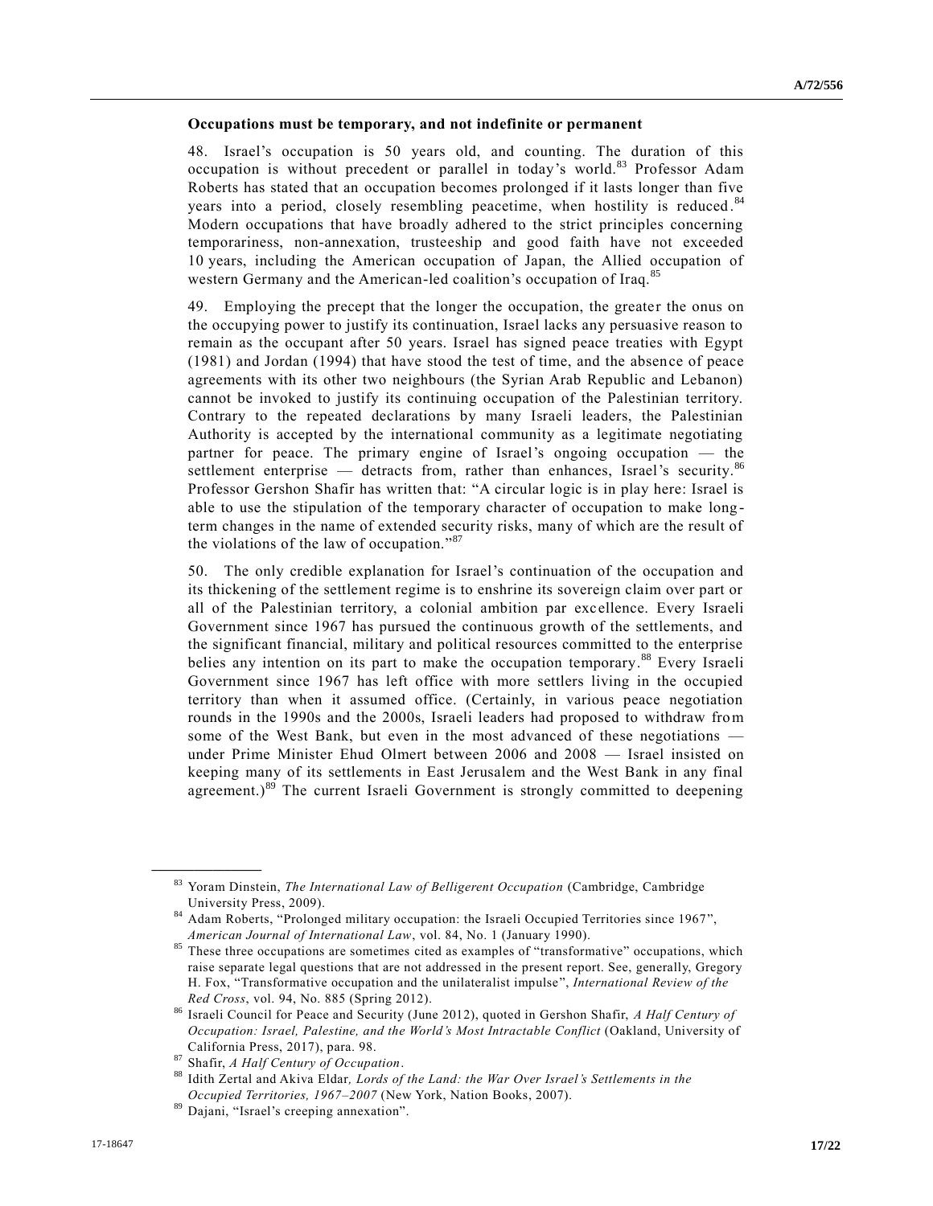### Occupations must be temporary, and not indefinite or permanent

48. Israel's occupation is 50 years old, and counting. The duration of this occupation is without precedent or parallel in today's world.[83] Professor Adam Roberts has stated that an occupation becomes prolonged if it lasts longer than five years into a period, closely resembling peacetime, when hostility is reduced.[84] Modern occupations that have broadly adhered to the strict principles concerning temporariness, non-annexation, trusteeship and good faith have not exceeded 10 years, including the American occupation of Japan, the Allied occupation of western Germany and the American-led coalition's occupation of Iraq.[85]

49. Employing the precept that the longer the occupation, the greater the onus on the occupying power to justify its continuation, Israel lacks any persuasive reason to remain as the occupant after 50 years. Israel has signed peace treaties with Egypt (1981) and Jordan (1994) that have stood the test of time, and the absence of peace agreements with its other two neighbours (the Syrian Arab Republic and Lebanon) cannot be invoked to justify its continuing occupation of the Palestinian territory. Contrary to the repeated declarations by many Israeli leaders, the Palestinian Authority is accepted by the international community as a legitimate negotiating partner for peace. The primary engine of Israel's ongoing occupation — the settlement enterprise — detracts from, rather than enhances, Israel's security.[86] Professor Gershon Shafir has written that: "A circular logic is in play here: Israel is able to use the stipulation of the temporary character of occupation to make long-term changes in the name of extended security risks, many of which are the result of the violations of the law of occupation."[87]

50. The only credible explanation for Israel's continuation of the occupation and its thickening of the settlement regime is to enshrine its sovereign claim over part or all of the Palestinian territory, a colonial ambition par excellence. Every Israeli Government since 1967 has pursued the continuous growth of the settlements, and the significant financial, military and political resources committed to the enterprise belies any intention on its part to make the occupation temporary.[88] Every Israeli Government since 1967 has left office with more settlers living in the occupied territory than when it assumed office. (Certainly, in various peace negotiation rounds in the 1990s and the 2000s, Israeli leaders had proposed to withdraw from some of the West Bank, but even in the most advanced of these negotiations — under Prime Minister Ehud Olmert between 2006 and 2008 — Israel insisted on keeping many of its settlements in East Jerusalem and the West Bank in any final agreement.)[89] The current Israeli Government is strongly committed to deepening

---

[83] Yoram Dinstein, *The International Law of Belligerent Occupation* (Cambridge, Cambridge University Press, 2009).

[84] Adam Roberts, "Prolonged military occupation: the Israeli Occupied Territories since 1967", *American Journal of International Law*, vol. 84, No. 1 (January 1990).

[85] These three occupations are sometimes cited as examples of "transformative" occupations, which raise separate legal questions that are not addressed in the present report. See, generally, Gregory H. Fox, "Transformative occupation and the unilateralist impulse", *International Review of the Red Cross*, vol. 94, No. 885 (Spring 2012).

[86] Israeli Council for Peace and Security (June 2012), quoted in Gershon Shafir, *A Half Century of Occupation: Israel, Palestine, and the World's Most Intractable Conflict* (Oakland, University of California Press, 2017), para. 98.

[87] Shafir, *A Half Century of Occupation*.

[88] Idith Zertal and Akiva Eldar, *Lords of the Land: the War Over Israel's Settlements in the Occupied Territories, 1967–2007* (New York, Nation Books, 2007).

[89] Dajani, "Israel's creeping annexation".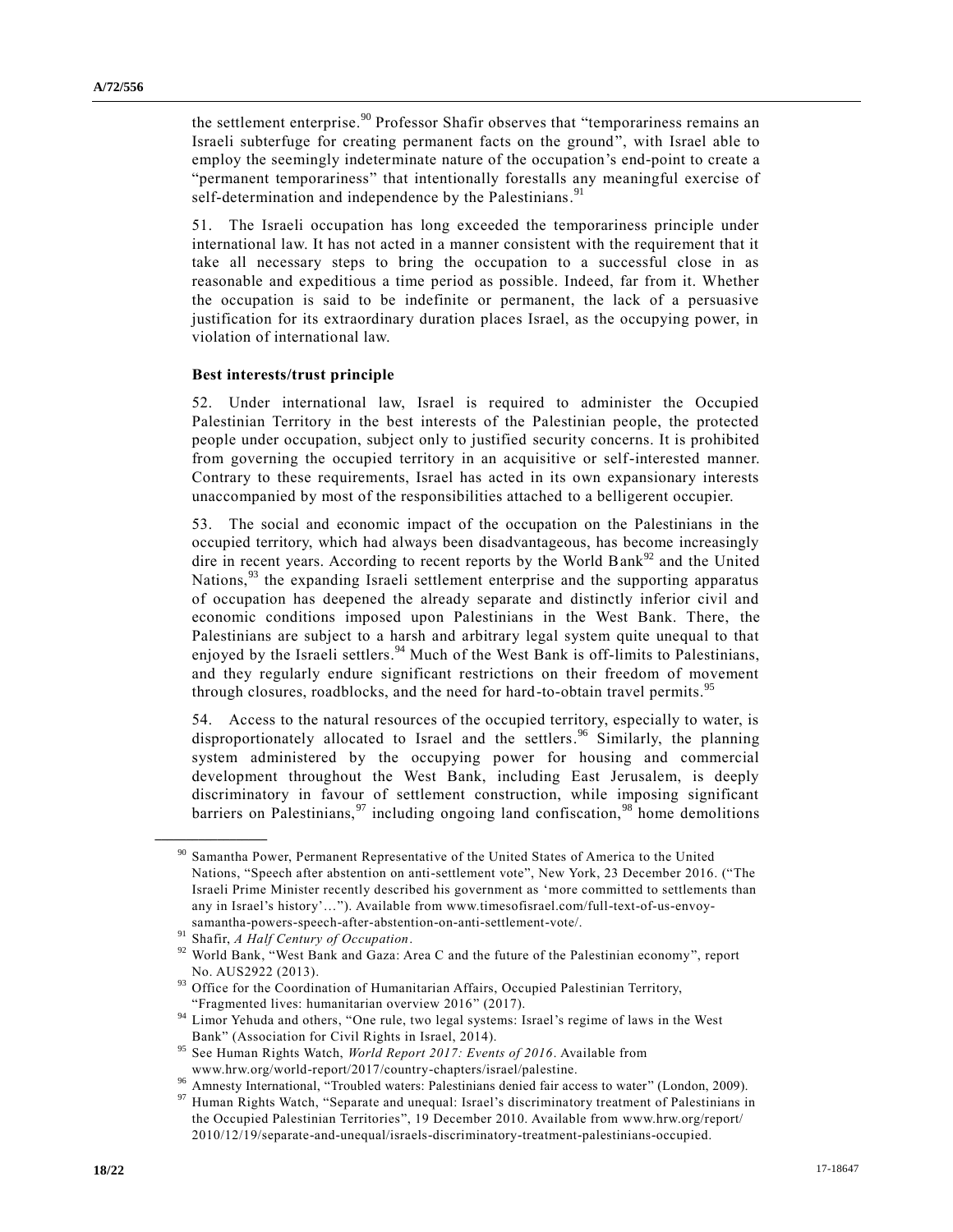the settlement enterprise.[90] Professor Shafir observes that “temporariness remains an Israeli subterfuge for creating permanent facts on the ground”, with Israel able to employ the seemingly indeterminate nature of the occupation’s end-point to create a “permanent temporariness” that intentionally forestalls any meaningful exercise of self-determination and independence by the Palestinians.[91]

51. The Israeli occupation has long exceeded the temporariness principle under international law. It has not acted in a manner consistent with the requirement that it take all necessary steps to bring the occupation to a successful close in as reasonable and expeditious a time period as possible. Indeed, far from it. Whether the occupation is said to be indefinite or permanent, the lack of a persuasive justification for its extraordinary duration places Israel, as the occupying power, in violation of international law.

**Best interests/trust principle**

52. Under international law, Israel is required to administer the Occupied Palestinian Territory in the best interests of the Palestinian people, the protected people under occupation, subject only to justified security concerns. It is prohibited from governing the occupied territory in an acquisitive or self-interested manner. Contrary to these requirements, Israel has acted in its own expansionary interests unaccompanied by most of the responsibilities attached to a belligerent occupier.

53. The social and economic impact of the occupation on the Palestinians in the occupied territory, which had always been disadvantageous, has become increasingly dire in recent years. According to recent reports by the World Bank[92] and the United Nations,[93] the expanding Israeli settlement enterprise and the supporting apparatus of occupation has deepened the already separate and distinctly inferior civil and economic conditions imposed upon Palestinians in the West Bank. There, the Palestinians are subject to a harsh and arbitrary legal system quite unequal to that enjoyed by the Israeli settlers.[94] Much of the West Bank is off-limits to Palestinians, and they regularly endure significant restrictions on their freedom of movement through closures, roadblocks, and the need for hard-to-obtain travel permits.[95]

54. Access to the natural resources of the occupied territory, especially to water, is disproportionately allocated to Israel and the settlers.[96] Similarly, the planning system administered by the occupying power for housing and commercial development throughout the West Bank, including East Jerusalem, is deeply discriminatory in favour of settlement construction, while imposing significant barriers on Palestinians,[97] including ongoing land confiscation,[98] home demolitions

---

[90] Samantha Power, Permanent Representative of the United States of America to the United Nations, “Speech after abstention on anti-settlement vote”, New York, 23 December 2016. (“The Israeli Prime Minister recently described his government as ‘more committed to settlements than any in Israel’s history’…”). Available from www.timesofisrael.com/full-text-of-us-envoy-samantha-powers-speech-after-abstention-on-anti-settlement-vote/.

[91] Shafir, *A Half Century of Occupation*.

[92] World Bank, “West Bank and Gaza: Area C and the future of the Palestinian economy”, report No. AUS2922 (2013).

[93] Office for the Coordination of Humanitarian Affairs, Occupied Palestinian Territory, “Fragmented lives: humanitarian overview 2016” (2017).

[94] Limor Yehuda and others, “One rule, two legal systems: Israel’s regime of laws in the West Bank” (Association for Civil Rights in Israel, 2014).

[95] See Human Rights Watch, *World Report 2017: Events of 2016*. Available from www.hrw.org/world-report/2017/country-chapters/israel/palestine.

[96] Amnesty International, “Troubled waters: Palestinians denied fair access to water” (London, 2009).

[97] Human Rights Watch, “Separate and unequal: Israel’s discriminatory treatment of Palestinians in the Occupied Palestinian Territories”, 19 December 2010. Available from www.hrw.org/report/2010/12/19/separate-and-unequal/israels-discriminatory-treatment-palestinians-occupied.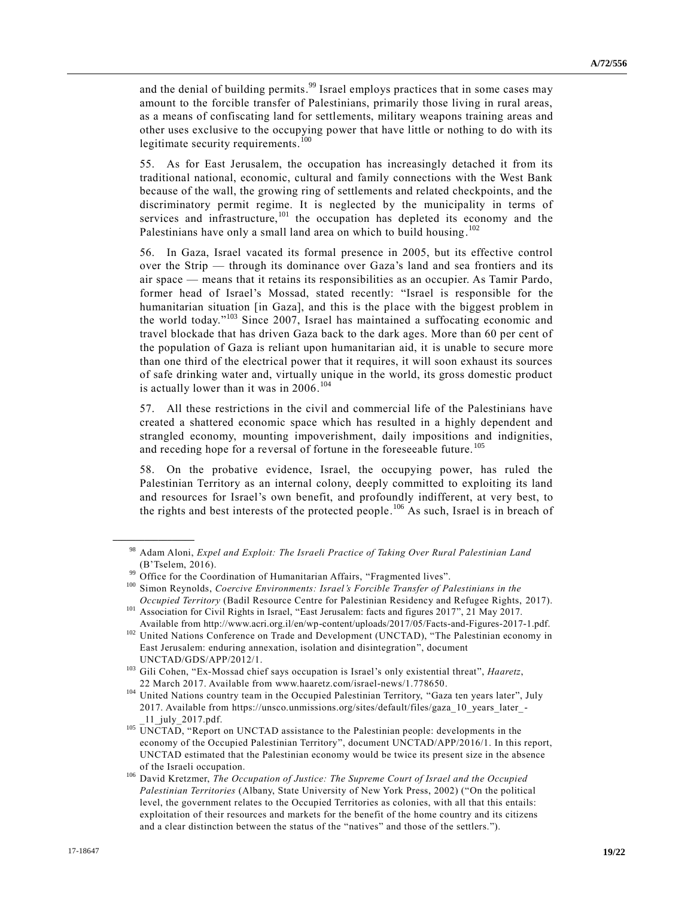and the denial of building permits.[99] Israel employs practices that in some cases may amount to the forcible transfer of Palestinians, primarily those living in rural areas, as a means of confiscating land for settlements, military weapons training areas and other uses exclusive to the occupying power that have little or nothing to do with its legitimate security requirements.[100]

55. As for East Jerusalem, the occupation has increasingly detached it from its traditional national, economic, cultural and family connections with the West Bank because of the wall, the growing ring of settlements and related checkpoints, and the discriminatory permit regime. It is neglected by the municipality in terms of services and infrastructure,[101] the occupation has depleted its economy and the Palestinians have only a small land area on which to build housing.[102]

56. In Gaza, Israel vacated its formal presence in 2005, but its effective control over the Strip — through its dominance over Gaza's land and sea frontiers and its air space — means that it retains its responsibilities as an occupier. As Tamir Pardo, former head of Israel's Mossad, stated recently: "Israel is responsible for the humanitarian situation [in Gaza], and this is the place with the biggest problem in the world today."[103] Since 2007, Israel has maintained a suffocating economic and travel blockade that has driven Gaza back to the dark ages. More than 60 per cent of the population of Gaza is reliant upon humanitarian aid, it is unable to secure more than one third of the electrical power that it requires, it will soon exhaust its sources of safe drinking water and, virtually unique in the world, its gross domestic product is actually lower than it was in 2006.[104]

57. All these restrictions in the civil and commercial life of the Palestinians have created a shattered economic space which has resulted in a highly dependent and strangled economy, mounting impoverishment, daily impositions and indignities, and receding hope for a reversal of fortune in the foreseeable future.[105]

58. On the probative evidence, Israel, the occupying power, has ruled the Palestinian Territory as an internal colony, deeply committed to exploiting its land and resources for Israel's own benefit, and profoundly indifferent, at very best, to the rights and best interests of the protected people.[106] As such, Israel is in breach of

---

[98] Adam Aloni, *Expel and Exploit: The Israeli Practice of Taking Over Rural Palestinian Land* (B'Tselem, 2016).

[99] Office for the Coordination of Humanitarian Affairs, "Fragmented lives".

[100] Simon Reynolds, *Coercive Environments: Israel's Forcible Transfer of Palestinians in the Occupied Territory* (Badil Resource Centre for Palestinian Residency and Refugee Rights, 2017).

[101] Association for Civil Rights in Israel, "East Jerusalem: facts and figures 2017", 21 May 2017. Available from http://www.acri.org.il/en/wp-content/uploads/2017/05/Facts-and-Figures-2017-1.pdf.

[102] United Nations Conference on Trade and Development (UNCTAD), "The Palestinian economy in East Jerusalem: enduring annexation, isolation and disintegration", document UNCTAD/GDS/APP/2012/1.

[103] Gili Cohen, "Ex-Mossad chief says occupation is Israel's only existential threat", *Haaretz*, 22 March 2017. Available from www.haaretz.com/israel-news/1.778650.

[104] United Nations country team in the Occupied Palestinian Territory, "Gaza ten years later", July 2017. Available from https://unsco.unmissions.org/sites/default/files/gaza_10_years_later_-_11_july_2017.pdf.

[105] UNCTAD, "Report on UNCTAD assistance to the Palestinian people: developments in the economy of the Occupied Palestinian Territory", document UNCTAD/APP/2016/1. In this report, UNCTAD estimated that the Palestinian economy would be twice its present size in the absence of the Israeli occupation.

[106] David Kretzmer, *The Occupation of Justice: The Supreme Court of Israel and the Occupied Palestinian Territories* (Albany, State University of New York Press, 2002) ("On the political level, the government relates to the Occupied Territories as colonies, with all that this entails: exploitation of their resources and markets for the benefit of the home country and its citizens and a clear distinction between the status of the "natives" and those of the settlers.").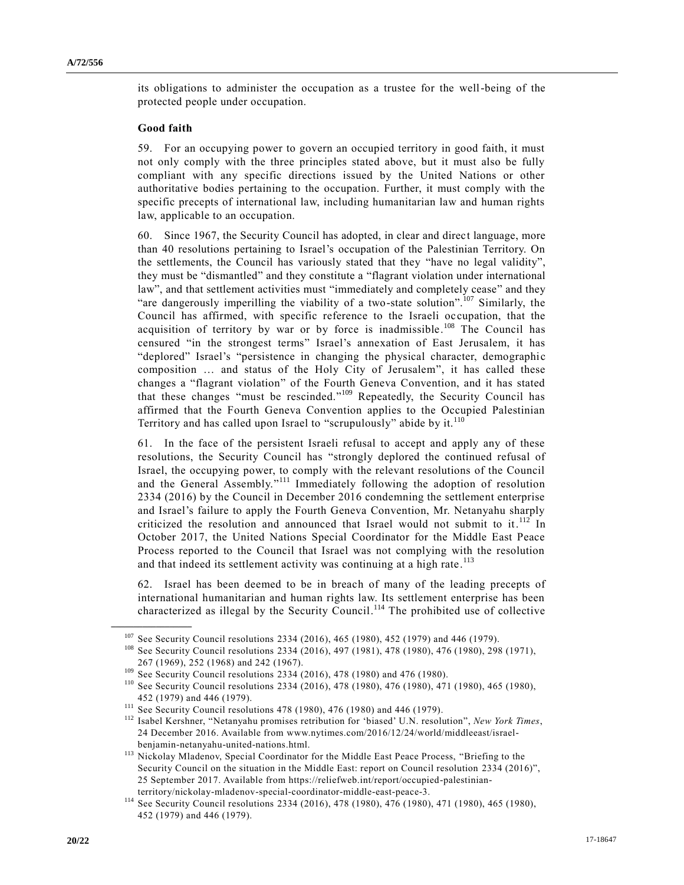its obligations to administer the occupation as a trustee for the well-being of the protected people under occupation.

### Good faith

59. For an occupying power to govern an occupied territory in good faith, it must not only comply with the three principles stated above, but it must also be fully compliant with any specific directions issued by the United Nations or other authoritative bodies pertaining to the occupation. Further, it must comply with the specific precepts of international law, including humanitarian law and human rights law, applicable to an occupation.

60. Since 1967, the Security Council has adopted, in clear and direct language, more than 40 resolutions pertaining to Israel's occupation of the Palestinian Territory. On the settlements, the Council has variously stated that they "have no legal validity", they must be "dismantled" and they constitute a "flagrant violation under international law", and that settlement activities must "immediately and completely cease" and they "are dangerously imperilling the viability of a two-state solution".[107] Similarly, the Council has affirmed, with specific reference to the Israeli occupation, that the acquisition of territory by war or by force is inadmissible.[108] The Council has censured "in the strongest terms" Israel's annexation of East Jerusalem, it has "deplored" Israel's "persistence in changing the physical character, demographic composition … and status of the Holy City of Jerusalem", it has called these changes a "flagrant violation" of the Fourth Geneva Convention, and it has stated that these changes "must be rescinded."[109] Repeatedly, the Security Council has affirmed that the Fourth Geneva Convention applies to the Occupied Palestinian Territory and has called upon Israel to "scrupulously" abide by it.[110]

61. In the face of the persistent Israeli refusal to accept and apply any of these resolutions, the Security Council has "strongly deplored the continued refusal of Israel, the occupying power, to comply with the relevant resolutions of the Council and the General Assembly."[111] Immediately following the adoption of resolution 2334 (2016) by the Council in December 2016 condemning the settlement enterprise and Israel's failure to apply the Fourth Geneva Convention, Mr. Netanyahu sharply criticized the resolution and announced that Israel would not submit to it.[112] In October 2017, the United Nations Special Coordinator for the Middle East Peace Process reported to the Council that Israel was not complying with the resolution and that indeed its settlement activity was continuing at a high rate.[113]

62. Israel has been deemed to be in breach of many of the leading precepts of international humanitarian and human rights law. Its settlement enterprise has been characterized as illegal by the Security Council.[114] The prohibited use of collective

---

[107] See Security Council resolutions 2334 (2016), 465 (1980), 452 (1979) and 446 (1979).

[108] See Security Council resolutions 2334 (2016), 497 (1981), 478 (1980), 476 (1980), 298 (1971), 267 (1969), 252 (1968) and 242 (1967).

[109] See Security Council resolutions 2334 (2016), 478 (1980) and 476 (1980).

[110] See Security Council resolutions 2334 (2016), 478 (1980), 476 (1980), 471 (1980), 465 (1980), 452 (1979) and 446 (1979).

[111] See Security Council resolutions 478 (1980), 476 (1980) and 446 (1979).

[112] Isabel Kershner, "Netanyahu promises retribution for 'biased' U.N. resolution", *New York Times*, 24 December 2016. Available from www.nytimes.com/2016/12/24/world/middleeast/israel-benjamin-netanyahu-united-nations.html.

[113] Nickolay Mladenov, Special Coordinator for the Middle East Peace Process, "Briefing to the Security Council on the situation in the Middle East: report on Council resolution 2334 (2016)", 25 September 2017. Available from https://reliefweb.int/report/occupied-palestinian-territory/nickolay-mladenov-special-coordinator-middle-east-peace-3.

[114] See Security Council resolutions 2334 (2016), 478 (1980), 476 (1980), 471 (1980), 465 (1980), 452 (1979) and 446 (1979).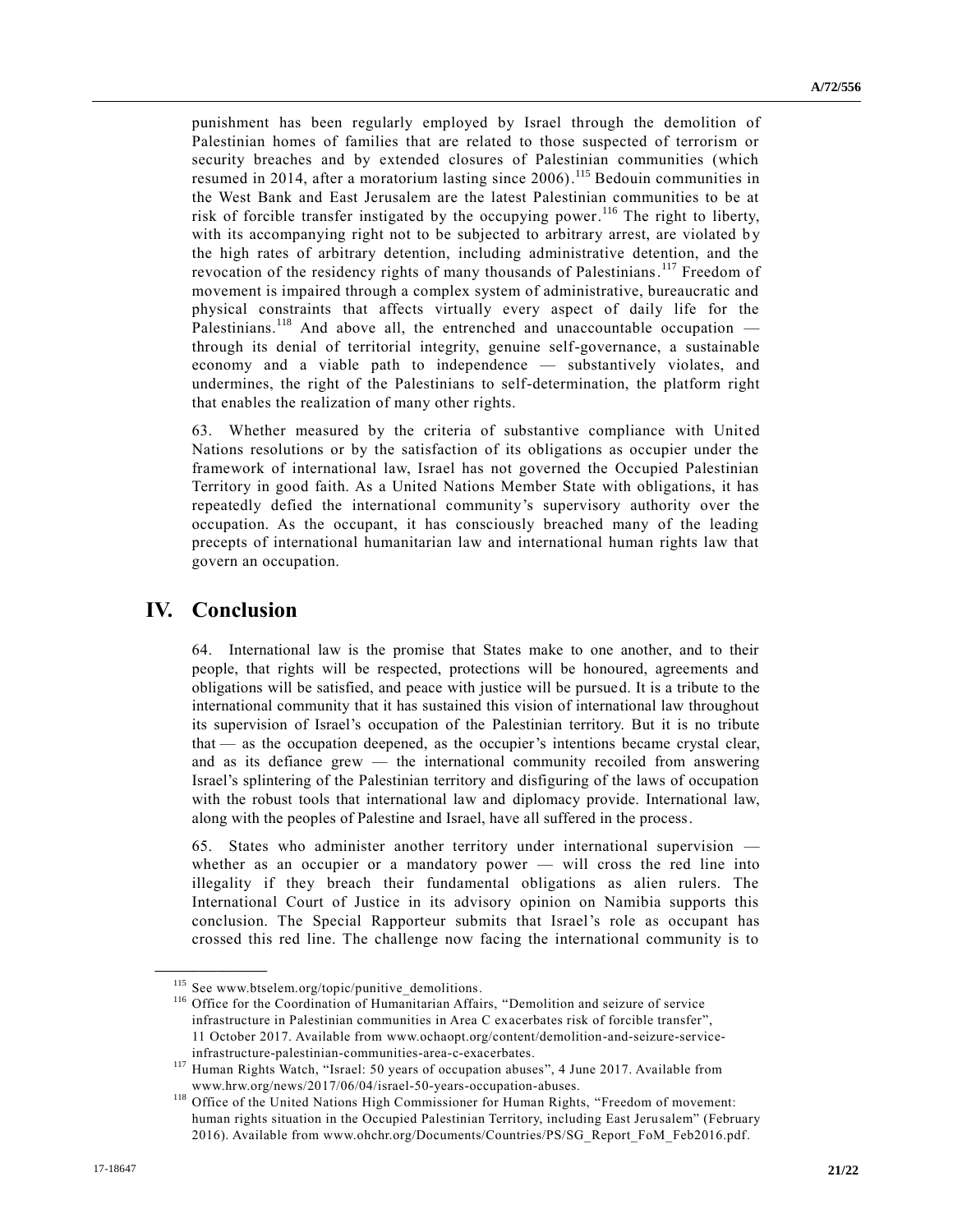punishment has been regularly employed by Israel through the demolition of Palestinian homes of families that are related to those suspected of terrorism or security breaches and by extended closures of Palestinian communities (which resumed in 2014, after a moratorium lasting since 2006).[115] Bedouin communities in the West Bank and East Jerusalem are the latest Palestinian communities to be at risk of forcible transfer instigated by the occupying power.[116] The right to liberty, with its accompanying right not to be subjected to arbitrary arrest, are violated by the high rates of arbitrary detention, including administrative detention, and the revocation of the residency rights of many thousands of Palestinians.[117] Freedom of movement is impaired through a complex system of administrative, bureaucratic and physical constraints that affects virtually every aspect of daily life for the Palestinians.[118] And above all, the entrenched and unaccountable occupation — through its denial of territorial integrity, genuine self-governance, a sustainable economy and a viable path to independence — substantively violates, and undermines, the right of the Palestinians to self-determination, the platform right that enables the realization of many other rights.

63. Whether measured by the criteria of substantive compliance with United Nations resolutions or by the satisfaction of its obligations as occupier under the framework of international law, Israel has not governed the Occupied Palestinian Territory in good faith. As a United Nations Member State with obligations, it has repeatedly defied the international community's supervisory authority over the occupation. As the occupant, it has consciously breached many of the leading precepts of international humanitarian law and international human rights law that govern an occupation.

## IV. Conclusion

64. International law is the promise that States make to one another, and to their people, that rights will be respected, protections will be honoured, agreements and obligations will be satisfied, and peace with justice will be pursued. It is a tribute to the international community that it has sustained this vision of international law throughout its supervision of Israel's occupation of the Palestinian territory. But it is no tribute that — as the occupation deepened, as the occupier's intentions became crystal clear, and as its defiance grew — the international community recoiled from answering Israel's splintering of the Palestinian territory and disfiguring of the laws of occupation with the robust tools that international law and diplomacy provide. International law, along with the peoples of Palestine and Israel, have all suffered in the process.

65. States who administer another territory under international supervision — whether as an occupier or a mandatory power — will cross the red line into illegality if they breach their fundamental obligations as alien rulers. The International Court of Justice in its advisory opinion on Namibia supports this conclusion. The Special Rapporteur submits that Israel's role as occupant has crossed this red line. The challenge now facing the international community is to

---

[115] See www.btselem.org/topic/punitive_demolitions.

[116] Office for the Coordination of Humanitarian Affairs, "Demolition and seizure of service infrastructure in Palestinian communities in Area C exacerbates risk of forcible transfer", 11 October 2017. Available from www.ochaopt.org/content/demolition-and-seizure-service-infrastructure-palestinian-communities-area-c-exacerbates.

[117] Human Rights Watch, "Israel: 50 years of occupation abuses", 4 June 2017. Available from www.hrw.org/news/2017/06/04/israel-50-years-occupation-abuses.

[118] Office of the United Nations High Commissioner for Human Rights, "Freedom of movement: human rights situation in the Occupied Palestinian Territory, including East Jerusalem" (February 2016). Available from www.ohchr.org/Documents/Countries/PS/SG_Report_FoM_Feb2016.pdf.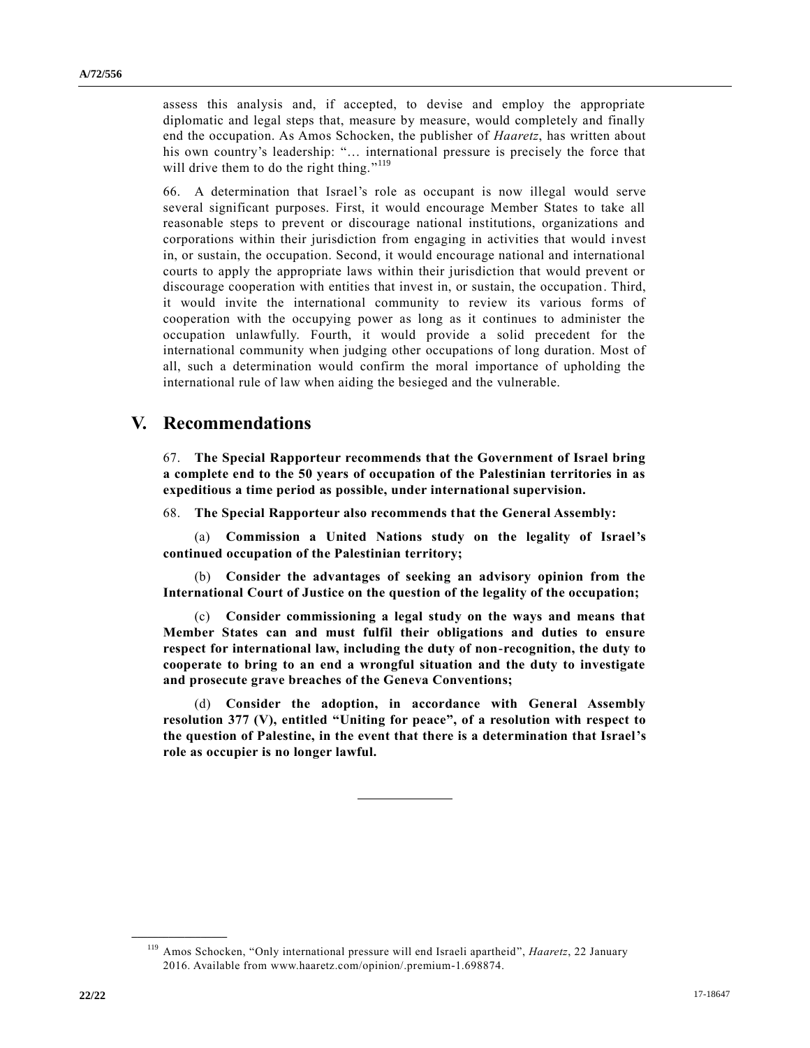assess this analysis and, if accepted, to devise and employ the appropriate diplomatic and legal steps that, measure by measure, would completely and finally end the occupation. As Amos Schocken, the publisher of *Haaretz*, has written about his own country's leadership: "… international pressure is precisely the force that will drive them to do the right thing."[119]

66. A determination that Israel's role as occupant is now illegal would serve several significant purposes. First, it would encourage Member States to take all reasonable steps to prevent or discourage national institutions, organizations and corporations within their jurisdiction from engaging in activities that would invest in, or sustain, the occupation. Second, it would encourage national and international courts to apply the appropriate laws within their jurisdiction that would prevent or discourage cooperation with entities that invest in, or sustain, the occupation. Third, it would invite the international community to review its various forms of cooperation with the occupying power as long as it continues to administer the occupation unlawfully. Fourth, it would provide a solid precedent for the international community when judging other occupations of long duration. Most of all, such a determination would confirm the moral importance of upholding the international rule of law when aiding the besieged and the vulnerable.

## V. Recommendations

67. **The Special Rapporteur recommends that the Government of Israel bring a complete end to the 50 years of occupation of the Palestinian territories in as expeditious a time period as possible, under international supervision.**

68. **The Special Rapporteur also recommends that the General Assembly:**

(a) **Commission a United Nations study on the legality of Israel's continued occupation of the Palestinian territory;**

(b) **Consider the advantages of seeking an advisory opinion from the International Court of Justice on the question of the legality of the occupation;**

(c) **Consider commissioning a legal study on the ways and means that Member States can and must fulfil their obligations and duties to ensure respect for international law, including the duty of non-recognition, the duty to cooperate to bring to an end a wrongful situation and the duty to investigate and prosecute grave breaches of the Geneva Conventions;**

(d) **Consider the adoption, in accordance with General Assembly resolution 377 (V), entitled "Uniting for peace", of a resolution with respect to the question of Palestine, in the event that there is a determination that Israel's role as occupier is no longer lawful.**

---

[119] Amos Schocken, "Only international pressure will end Israeli apartheid", *Haaretz*, 22 January 2016. Available from www.haaretz.com/opinion/.premium-1.698874.